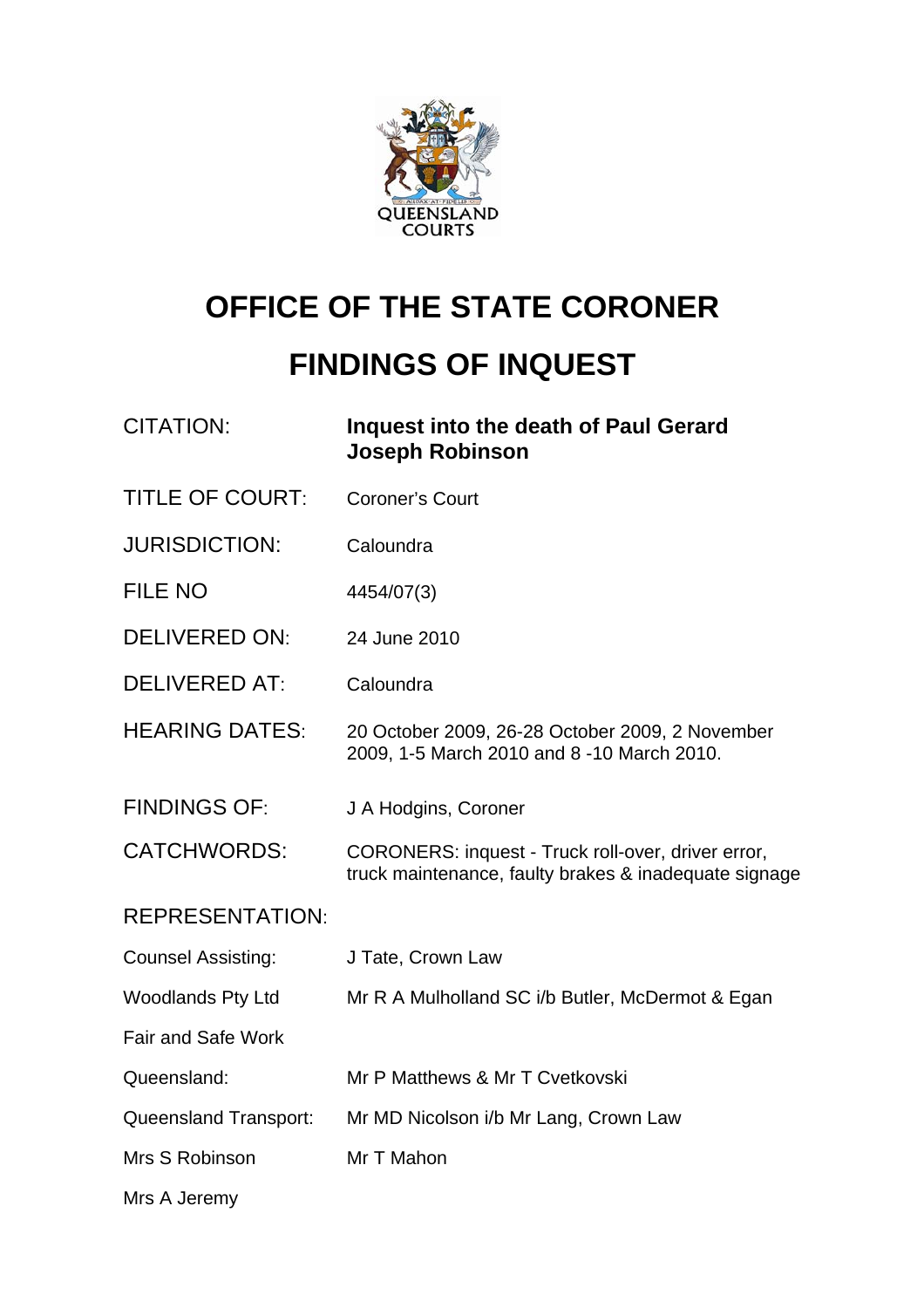QUEENSLAND COURTS

# OFFICE OF THE STATE CORONER

# FINDINGS OF INQUEST

| | |
|---|---|
| CITATION: | **Inquest into the death of Paul Gerard Joseph Robinson** |
| TITLE OF COURT: | Coroner's Court |
| JURISDICTION: | Caloundra |
| FILE NO | 4454/07(3) |
| DELIVERED ON: | 24 June 2010 |
| DELIVERED AT: | Caloundra |
| HEARING DATES: | 20 October 2009, 26-28 October 2009, 2 November 2009, 1-5 March 2010 and 8 -10 March 2010. |
| FINDINGS OF: | J A Hodgins, Coroner |
| CATCHWORDS: | CORONERS: inquest - Truck roll-over, driver error, truck maintenance, faulty brakes & inadequate signage |

REPRESENTATION:

| | |
|---|---|
| Counsel Assisting: | J Tate, Crown Law |
| Woodlands Pty Ltd | Mr R A Mulholland SC i/b Butler, McDermot & Egan |
| Fair and Safe Work Queensland: | Mr P Matthews & Mr T Cvetkovski |
| Queensland Transport: | Mr MD Nicolson i/b Mr Lang, Crown Law |
| Mrs S Robinson Mrs A Jeremy | Mr T Mahon |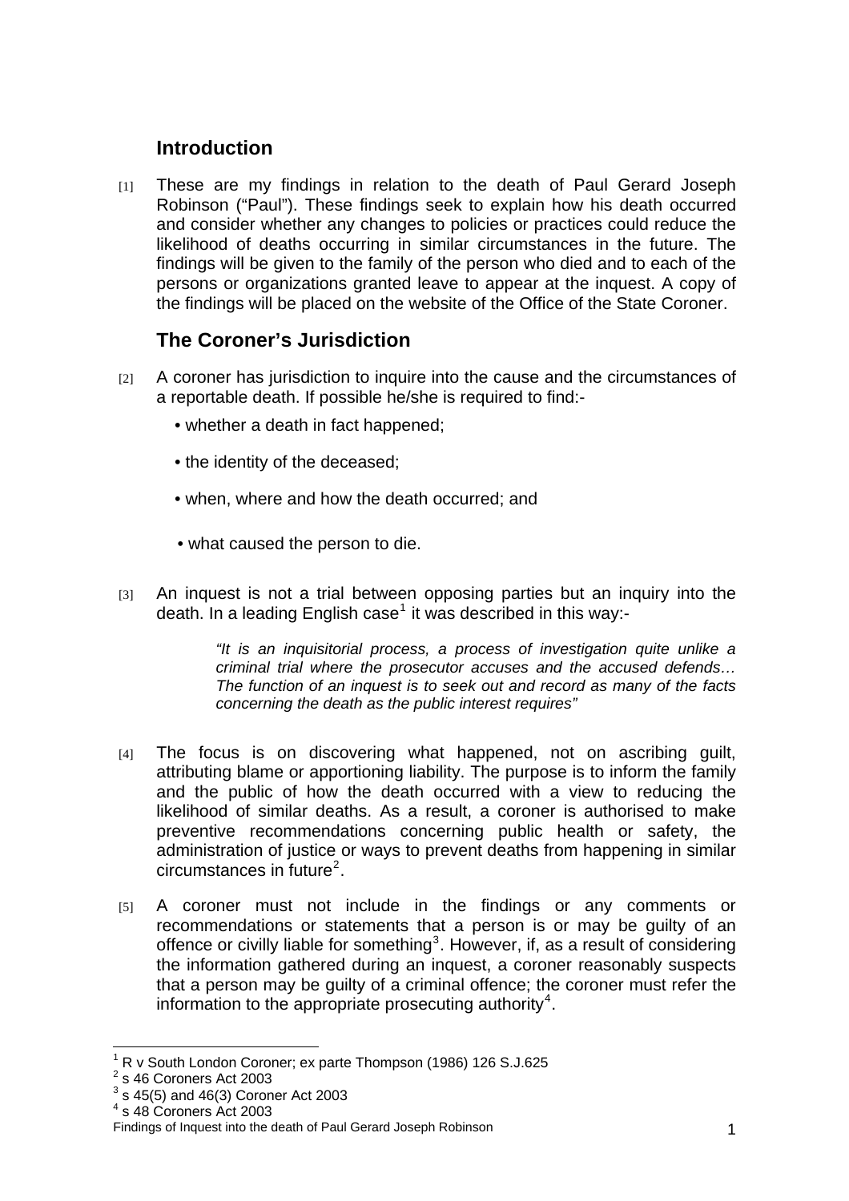## Introduction

[1] These are my findings in relation to the death of Paul Gerard Joseph Robinson ("Paul"). These findings seek to explain how his death occurred and consider whether any changes to policies or practices could reduce the likelihood of deaths occurring in similar circumstances in the future. The findings will be given to the family of the person who died and to each of the persons or organizations granted leave to appear at the inquest. A copy of the findings will be placed on the website of the Office of the State Coroner.

## The Coroner's Jurisdiction

[2] A coroner has jurisdiction to inquire into the cause and the circumstances of a reportable death. If possible he/she is required to find:-

- whether a death in fact happened;
- the identity of the deceased;
- when, where and how the death occurred; and
- what caused the person to die.

[3] An inquest is not a trial between opposing parties but an inquiry into the death. In a leading English case[1] it was described in this way:-

> *"It is an inquisitorial process, a process of investigation quite unlike a criminal trial where the prosecutor accuses and the accused defends… The function of an inquest is to seek out and record as many of the facts concerning the death as the public interest requires"*

[4] The focus is on discovering what happened, not on ascribing guilt, attributing blame or apportioning liability. The purpose is to inform the family and the public of how the death occurred with a view to reducing the likelihood of similar deaths. As a result, a coroner is authorised to make preventive recommendations concerning public health or safety, the administration of justice or ways to prevent deaths from happening in similar circumstances in future[2].

[5] A coroner must not include in the findings or any comments or recommendations or statements that a person is or may be guilty of an offence or civilly liable for something[3]. However, if, as a result of considering the information gathered during an inquest, a coroner reasonably suspects that a person may be guilty of a criminal offence; the coroner must refer the information to the appropriate prosecuting authority[4].

---

[1] R v South London Coroner; ex parte Thompson (1986) 126 S.J.625
[2] s 46 Coroners Act 2003
[3] s 45(5) and 46(3) Coroner Act 2003
[4] s 48 Coroners Act 2003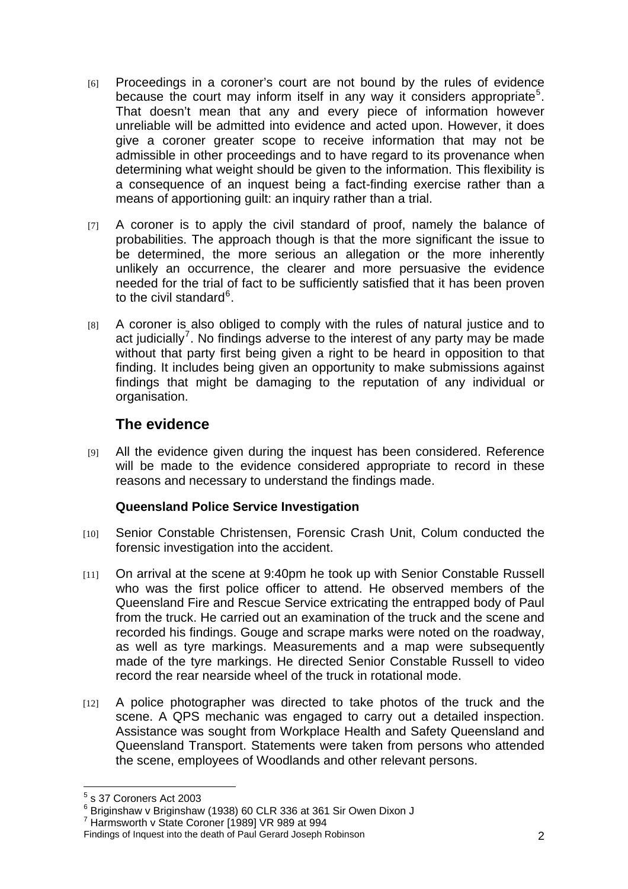[6] Proceedings in a coroner's court are not bound by the rules of evidence because the court may inform itself in any way it considers appropriate[5]. That doesn't mean that any and every piece of information however unreliable will be admitted into evidence and acted upon. However, it does give a coroner greater scope to receive information that may not be admissible in other proceedings and to have regard to its provenance when determining what weight should be given to the information. This flexibility is a consequence of an inquest being a fact-finding exercise rather than a means of apportioning guilt: an inquiry rather than a trial.

[7] A coroner is to apply the civil standard of proof, namely the balance of probabilities. The approach though is that the more significant the issue to be determined, the more serious an allegation or the more inherently unlikely an occurrence, the clearer and more persuasive the evidence needed for the trial of fact to be sufficiently satisfied that it has been proven to the civil standard[6].

[8] A coroner is also obliged to comply with the rules of natural justice and to act judicially[7]. No findings adverse to the interest of any party may be made without that party first being given a right to be heard in opposition to that finding. It includes being given an opportunity to make submissions against findings that might be damaging to the reputation of any individual or organisation.

## The evidence

[9] All the evidence given during the inquest has been considered. Reference will be made to the evidence considered appropriate to record in these reasons and necessary to understand the findings made.

### Queensland Police Service Investigation

[10] Senior Constable Christensen, Forensic Crash Unit, Colum conducted the forensic investigation into the accident.

[11] On arrival at the scene at 9:40pm he took up with Senior Constable Russell who was the first police officer to attend. He observed members of the Queensland Fire and Rescue Service extricating the entrapped body of Paul from the truck. He carried out an examination of the truck and the scene and recorded his findings. Gouge and scrape marks were noted on the roadway, as well as tyre markings. Measurements and a map were subsequently made of the tyre markings. He directed Senior Constable Russell to video record the rear nearside wheel of the truck in rotational mode.

[12] A police photographer was directed to take photos of the truck and the scene. A QPS mechanic was engaged to carry out a detailed inspection. Assistance was sought from Workplace Health and Safety Queensland and Queensland Transport. Statements were taken from persons who attended the scene, employees of Woodlands and other relevant persons.

[5] s 37 Coroners Act 2003

[6] Briginshaw v Briginshaw (1938) 60 CLR 336 at 361 Sir Owen Dixon J

[7] Harmsworth v State Coroner [1989] VR 989 at 994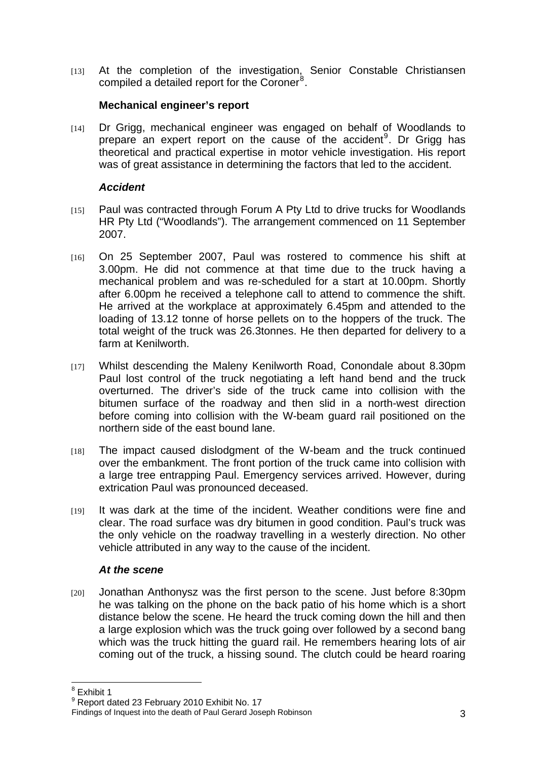[13] At the completion of the investigation, Senior Constable Christiansen compiled a detailed report for the Coroner[8].

### Mechanical engineer's report

[14] Dr Grigg, mechanical engineer was engaged on behalf of Woodlands to prepare an expert report on the cause of the accident[9]. Dr Grigg has theoretical and practical expertise in motor vehicle investigation. His report was of great assistance in determining the factors that led to the accident.

### *Accident*

[15] Paul was contracted through Forum A Pty Ltd to drive trucks for Woodlands HR Pty Ltd ("Woodlands"). The arrangement commenced on 11 September 2007.

[16] On 25 September 2007, Paul was rostered to commence his shift at 3.00pm. He did not commence at that time due to the truck having a mechanical problem and was re-scheduled for a start at 10.00pm. Shortly after 6.00pm he received a telephone call to attend to commence the shift. He arrived at the workplace at approximately 6.45pm and attended to the loading of 13.12 tonne of horse pellets on to the hoppers of the truck. The total weight of the truck was 26.3tonnes. He then departed for delivery to a farm at Kenilworth.

[17] Whilst descending the Maleny Kenilworth Road, Conondale about 8.30pm Paul lost control of the truck negotiating a left hand bend and the truck overturned. The driver's side of the truck came into collision with the bitumen surface of the roadway and then slid in a north-west direction before coming into collision with the W-beam guard rail positioned on the northern side of the east bound lane.

[18] The impact caused dislodgment of the W-beam and the truck continued over the embankment. The front portion of the truck came into collision with a large tree entrapping Paul. Emergency services arrived. However, during extrication Paul was pronounced deceased.

[19] It was dark at the time of the incident. Weather conditions were fine and clear. The road surface was dry bitumen in good condition. Paul's truck was the only vehicle on the roadway travelling in a westerly direction. No other vehicle attributed in any way to the cause of the incident.

### *At the scene*

[20] Jonathan Anthonysz was the first person to the scene. Just before 8:30pm he was talking on the phone on the back patio of his home which is a short distance below the scene. He heard the truck coming down the hill and then a large explosion which was the truck going over followed by a second bang which was the truck hitting the guard rail. He remembers hearing lots of air coming out of the truck, a hissing sound. The clutch could be heard roaring

---

[8] Exhibit 1

[9] Report dated 23 February 2010 Exhibit No. 17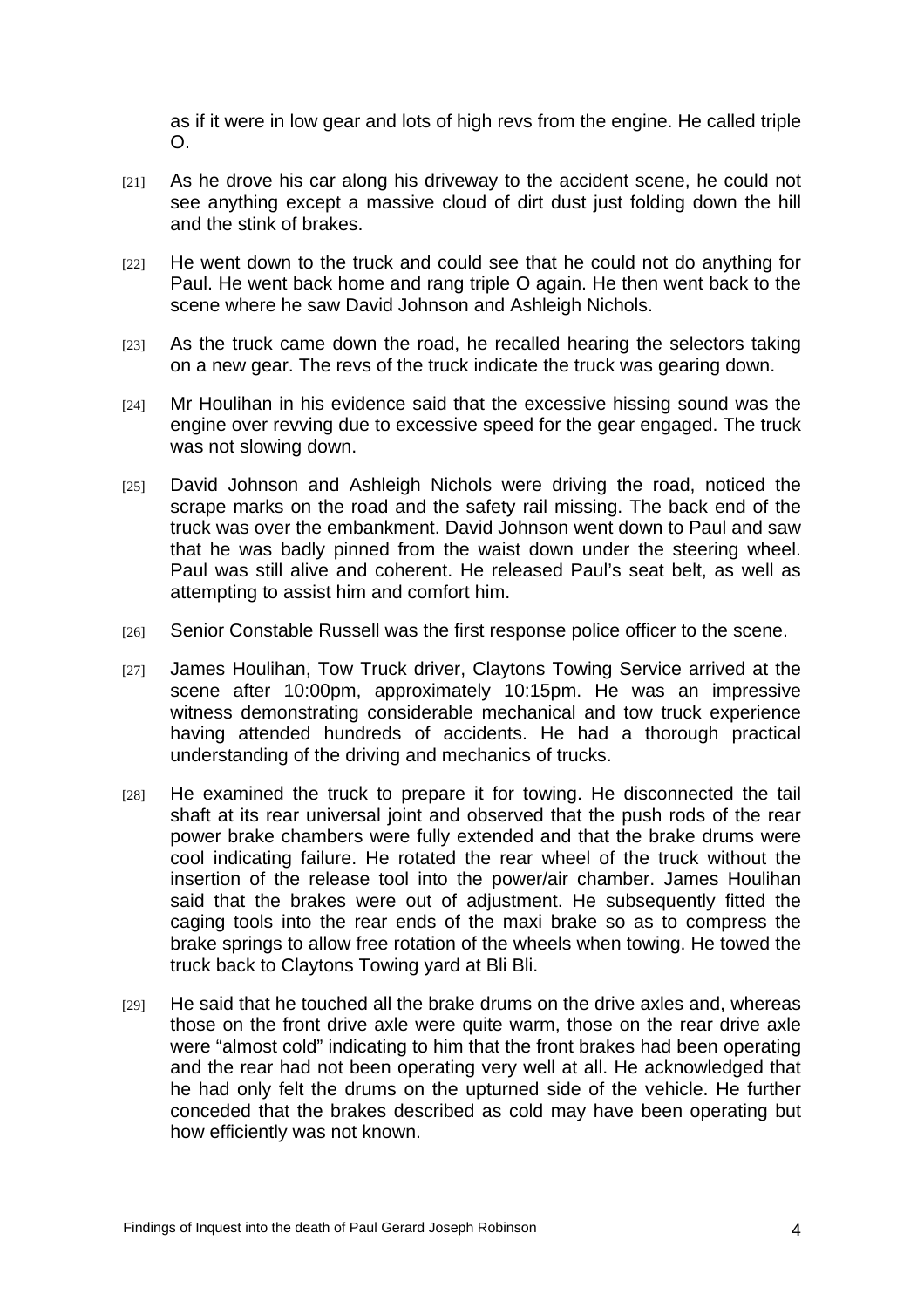as if it were in low gear and lots of high revs from the engine. He called triple O.

[21] As he drove his car along his driveway to the accident scene, he could not see anything except a massive cloud of dirt dust just folding down the hill and the stink of brakes.

[22] He went down to the truck and could see that he could not do anything for Paul. He went back home and rang triple O again. He then went back to the scene where he saw David Johnson and Ashleigh Nichols.

[23] As the truck came down the road, he recalled hearing the selectors taking on a new gear. The revs of the truck indicate the truck was gearing down.

[24] Mr Houlihan in his evidence said that the excessive hissing sound was the engine over revving due to excessive speed for the gear engaged. The truck was not slowing down.

[25] David Johnson and Ashleigh Nichols were driving the road, noticed the scrape marks on the road and the safety rail missing. The back end of the truck was over the embankment. David Johnson went down to Paul and saw that he was badly pinned from the waist down under the steering wheel. Paul was still alive and coherent. He released Paul's seat belt, as well as attempting to assist him and comfort him.

[26] Senior Constable Russell was the first response police officer to the scene.

[27] James Houlihan, Tow Truck driver, Claytons Towing Service arrived at the scene after 10:00pm, approximately 10:15pm. He was an impressive witness demonstrating considerable mechanical and tow truck experience having attended hundreds of accidents. He had a thorough practical understanding of the driving and mechanics of trucks.

[28] He examined the truck to prepare it for towing. He disconnected the tail shaft at its rear universal joint and observed that the push rods of the rear power brake chambers were fully extended and that the brake drums were cool indicating failure. He rotated the rear wheel of the truck without the insertion of the release tool into the power/air chamber. James Houlihan said that the brakes were out of adjustment. He subsequently fitted the caging tools into the rear ends of the maxi brake so as to compress the brake springs to allow free rotation of the wheels when towing. He towed the truck back to Claytons Towing yard at Bli Bli.

[29] He said that he touched all the brake drums on the drive axles and, whereas those on the front drive axle were quite warm, those on the rear drive axle were "almost cold" indicating to him that the front brakes had been operating and the rear had not been operating very well at all. He acknowledged that he had only felt the drums on the upturned side of the vehicle. He further conceded that the brakes described as cold may have been operating but how efficiently was not known.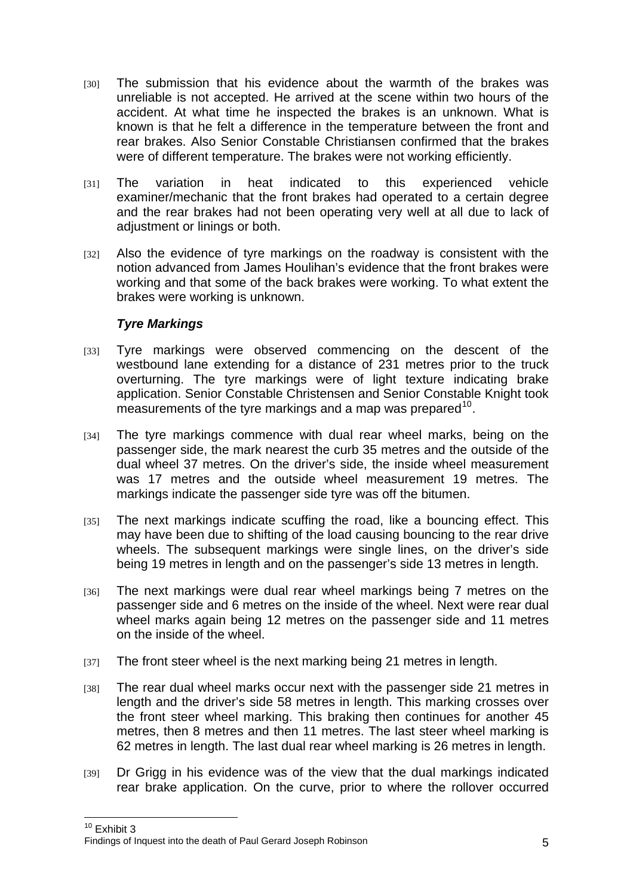[30] The submission that his evidence about the warmth of the brakes was unreliable is not accepted. He arrived at the scene within two hours of the accident. At what time he inspected the brakes is an unknown. What is known is that he felt a difference in the temperature between the front and rear brakes. Also Senior Constable Christiansen confirmed that the brakes were of different temperature. The brakes were not working efficiently.

[31] The variation in heat indicated to this experienced vehicle examiner/mechanic that the front brakes had operated to a certain degree and the rear brakes had not been operating very well at all due to lack of adjustment or linings or both.

[32] Also the evidence of tyre markings on the roadway is consistent with the notion advanced from James Houlihan's evidence that the front brakes were working and that some of the back brakes were working. To what extent the brakes were working is unknown.

### *Tyre Markings*

[33] Tyre markings were observed commencing on the descent of the westbound lane extending for a distance of 231 metres prior to the truck overturning. The tyre markings were of light texture indicating brake application. Senior Constable Christensen and Senior Constable Knight took measurements of the tyre markings and a map was prepared[10].

[34] The tyre markings commence with dual rear wheel marks, being on the passenger side, the mark nearest the curb 35 metres and the outside of the dual wheel 37 metres. On the driver's side, the inside wheel measurement was 17 metres and the outside wheel measurement 19 metres. The markings indicate the passenger side tyre was off the bitumen.

[35] The next markings indicate scuffing the road, like a bouncing effect. This may have been due to shifting of the load causing bouncing to the rear drive wheels. The subsequent markings were single lines, on the driver's side being 19 metres in length and on the passenger's side 13 metres in length.

[36] The next markings were dual rear wheel markings being 7 metres on the passenger side and 6 metres on the inside of the wheel. Next were rear dual wheel marks again being 12 metres on the passenger side and 11 metres on the inside of the wheel.

[37] The front steer wheel is the next marking being 21 metres in length.

[38] The rear dual wheel marks occur next with the passenger side 21 metres in length and the driver's side 58 metres in length. This marking crosses over the front steer wheel marking. This braking then continues for another 45 metres, then 8 metres and then 11 metres. The last steer wheel marking is 62 metres in length. The last dual rear wheel marking is 26 metres in length.

[39] Dr Grigg in his evidence was of the view that the dual markings indicated rear brake application. On the curve, prior to where the rollover occurred

---

[10] Exhibit 3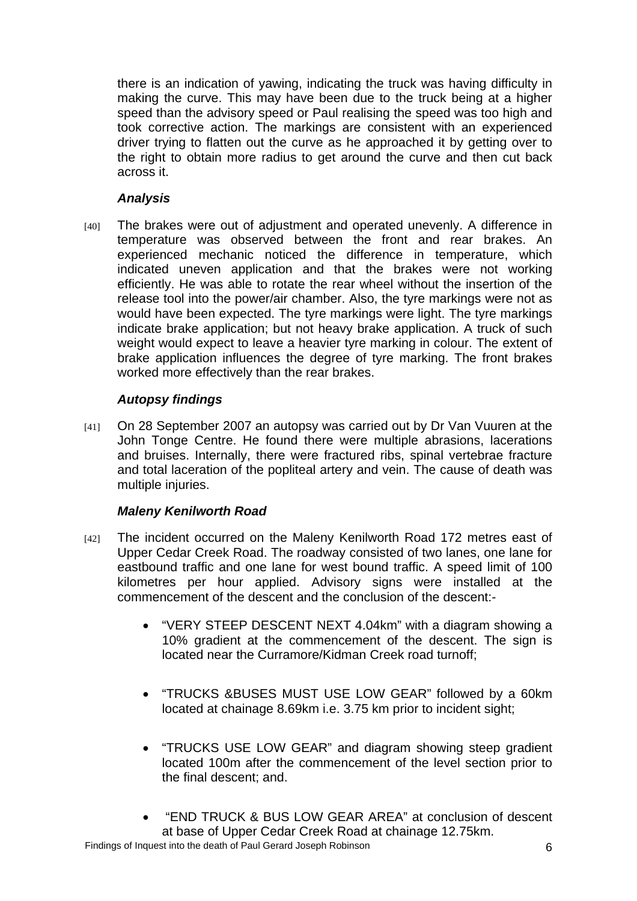there is an indication of yawing, indicating the truck was having difficulty in making the curve. This may have been due to the truck being at a higher speed than the advisory speed or Paul realising the speed was too high and took corrective action. The markings are consistent with an experienced driver trying to flatten out the curve as he approached it by getting over to the right to obtain more radius to get around the curve and then cut back across it.

### *Analysis*

[40] The brakes were out of adjustment and operated unevenly. A difference in temperature was observed between the front and rear brakes. An experienced mechanic noticed the difference in temperature, which indicated uneven application and that the brakes were not working efficiently. He was able to rotate the rear wheel without the insertion of the release tool into the power/air chamber. Also, the tyre markings were not as would have been expected. The tyre markings were light. The tyre markings indicate brake application; but not heavy brake application. A truck of such weight would expect to leave a heavier tyre marking in colour. The extent of brake application influences the degree of tyre marking. The front brakes worked more effectively than the rear brakes.

### *Autopsy findings*

[41] On 28 September 2007 an autopsy was carried out by Dr Van Vuuren at the John Tonge Centre. He found there were multiple abrasions, lacerations and bruises. Internally, there were fractured ribs, spinal vertebrae fracture and total laceration of the popliteal artery and vein. The cause of death was multiple injuries.

### *Maleny Kenilworth Road*

[42] The incident occurred on the Maleny Kenilworth Road 172 metres east of Upper Cedar Creek Road. The roadway consisted of two lanes, one lane for eastbound traffic and one lane for west bound traffic. A speed limit of 100 kilometres per hour applied. Advisory signs were installed at the commencement of the descent and the conclusion of the descent:-

- "VERY STEEP DESCENT NEXT 4.04km" with a diagram showing a 10% gradient at the commencement of the descent. The sign is located near the Curramore/Kidman Creek road turnoff;

- "TRUCKS &BUSES MUST USE LOW GEAR" followed by a 60km located at chainage 8.69km i.e. 3.75 km prior to incident sight;

- "TRUCKS USE LOW GEAR" and diagram showing steep gradient located 100m after the commencement of the level section prior to the final descent; and.

- "END TRUCK & BUS LOW GEAR AREA" at conclusion of descent at base of Upper Cedar Creek Road at chainage 12.75km.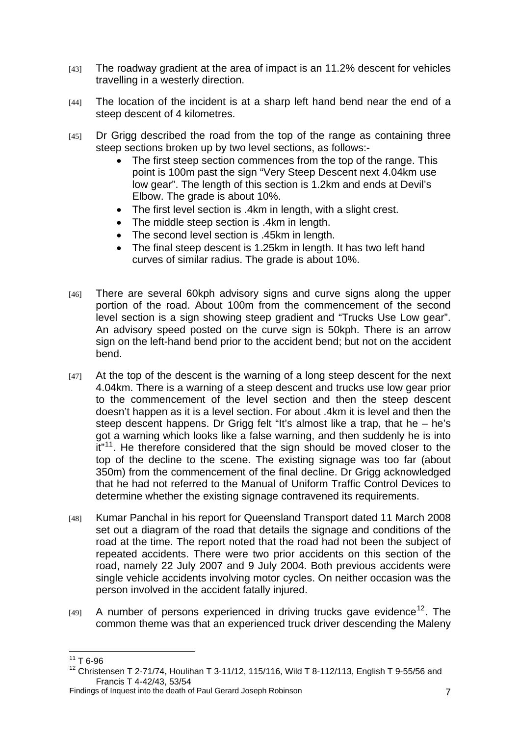[43] The roadway gradient at the area of impact is an 11.2% descent for vehicles travelling in a westerly direction.

[44] The location of the incident is at a sharp left hand bend near the end of a steep descent of 4 kilometres.

[45] Dr Grigg described the road from the top of the range as containing three steep sections broken up by two level sections, as follows:-

- The first steep section commences from the top of the range. This point is 100m past the sign "Very Steep Descent next 4.04km use low gear". The length of this section is 1.2km and ends at Devil's Elbow. The grade is about 10%.
- The first level section is .4km in length, with a slight crest.
- The middle steep section is .4km in length.
- The second level section is .45km in length.
- The final steep descent is 1.25km in length. It has two left hand curves of similar radius. The grade is about 10%.

[46] There are several 60kph advisory signs and curve signs along the upper portion of the road. About 100m from the commencement of the second level section is a sign showing steep gradient and "Trucks Use Low gear". An advisory speed posted on the curve sign is 50kph. There is an arrow sign on the left-hand bend prior to the accident bend; but not on the accident bend.

[47] At the top of the descent is the warning of a long steep descent for the next 4.04km. There is a warning of a steep descent and trucks use low gear prior to the commencement of the level section and then the steep descent doesn't happen as it is a level section. For about .4km it is level and then the steep descent happens. Dr Grigg felt "It's almost like a trap, that he – he's got a warning which looks like a false warning, and then suddenly he is into it"[11]. He therefore considered that the sign should be moved closer to the top of the decline to the scene. The existing signage was too far (about 350m) from the commencement of the final decline. Dr Grigg acknowledged that he had not referred to the Manual of Uniform Traffic Control Devices to determine whether the existing signage contravened its requirements.

[48] Kumar Panchal in his report for Queensland Transport dated 11 March 2008 set out a diagram of the road that details the signage and conditions of the road at the time. The report noted that the road had not been the subject of repeated accidents. There were two prior accidents on this section of the road, namely 22 July 2007 and 9 July 2004. Both previous accidents were single vehicle accidents involving motor cycles. On neither occasion was the person involved in the accident fatally injured.

[49] A number of persons experienced in driving trucks gave evidence[12]. The common theme was that an experienced truck driver descending the Maleny

---

[11] T 6-96

[12] Christensen T 2-71/74, Houlihan T 3-11/12, 115/116, Wild T 8-112/113, English T 9-55/56 and Francis T 4-42/43, 53/54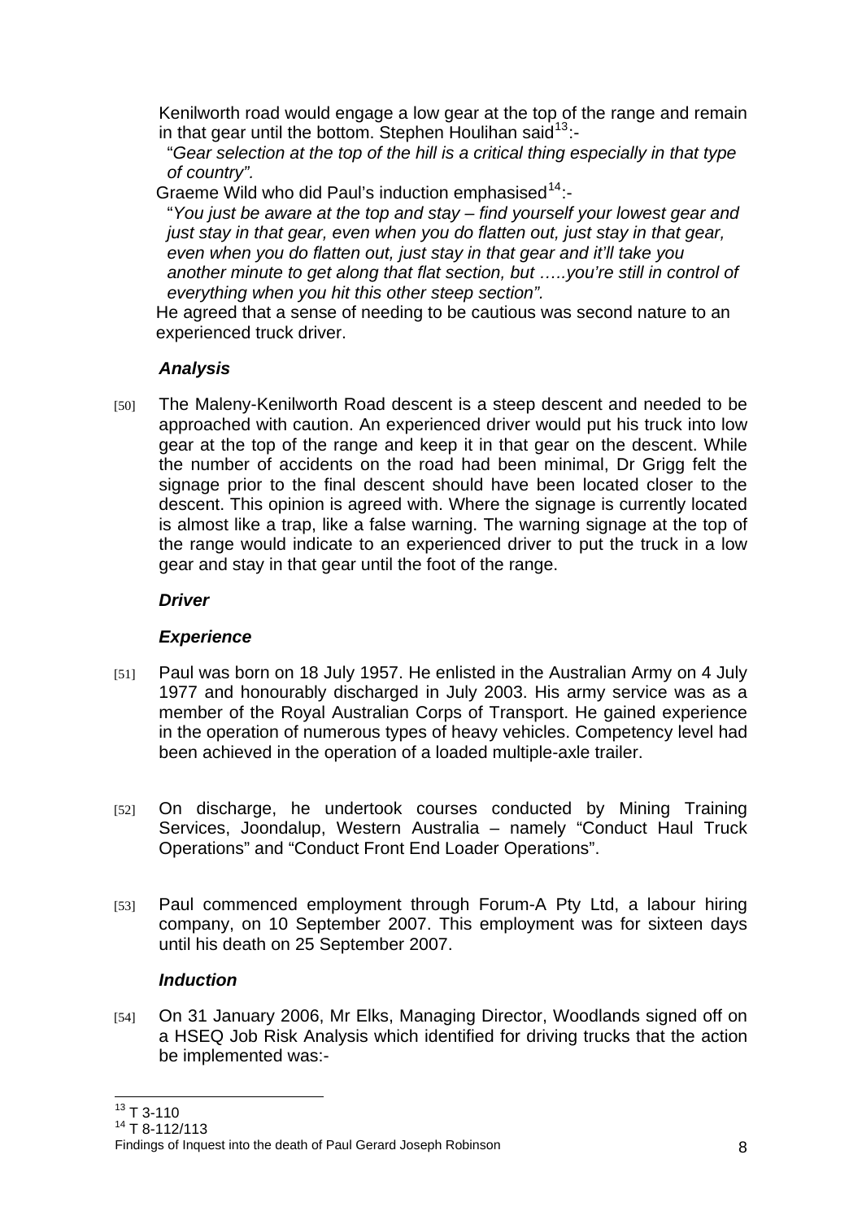Kenilworth road would engage a low gear at the top of the range and remain in that gear until the bottom. Stephen Houlihan said[13]:-

"*Gear selection at the top of the hill is a critical thing especially in that type of country".*

Graeme Wild who did Paul's induction emphasised[14]:-

"*You just be aware at the top and stay – find yourself your lowest gear and just stay in that gear, even when you do flatten out, just stay in that gear, even when you do flatten out, just stay in that gear and it'll take you another minute to get along that flat section, but …..you're still in control of everything when you hit this other steep section".*

He agreed that a sense of needing to be cautious was second nature to an experienced truck driver.

### *Analysis*

[50] The Maleny-Kenilworth Road descent is a steep descent and needed to be approached with caution. An experienced driver would put his truck into low gear at the top of the range and keep it in that gear on the descent. While the number of accidents on the road had been minimal, Dr Grigg felt the signage prior to the final descent should have been located closer to the descent. This opinion is agreed with. Where the signage is currently located is almost like a trap, like a false warning. The warning signage at the top of the range would indicate to an experienced driver to put the truck in a low gear and stay in that gear until the foot of the range.

### *Driver*

### *Experience*

[51] Paul was born on 18 July 1957. He enlisted in the Australian Army on 4 July 1977 and honourably discharged in July 2003. His army service was as a member of the Royal Australian Corps of Transport. He gained experience in the operation of numerous types of heavy vehicles. Competency level had been achieved in the operation of a loaded multiple-axle trailer.

[52] On discharge, he undertook courses conducted by Mining Training Services, Joondalup, Western Australia – namely "Conduct Haul Truck Operations" and "Conduct Front End Loader Operations".

[53] Paul commenced employment through Forum-A Pty Ltd, a labour hiring company, on 10 September 2007. This employment was for sixteen days until his death on 25 September 2007.

### *Induction*

[54] On 31 January 2006, Mr Elks, Managing Director, Woodlands signed off on a HSEQ Job Risk Analysis which identified for driving trucks that the action be implemented was:-

---

[13] T 3-110

[14] T 8-112/113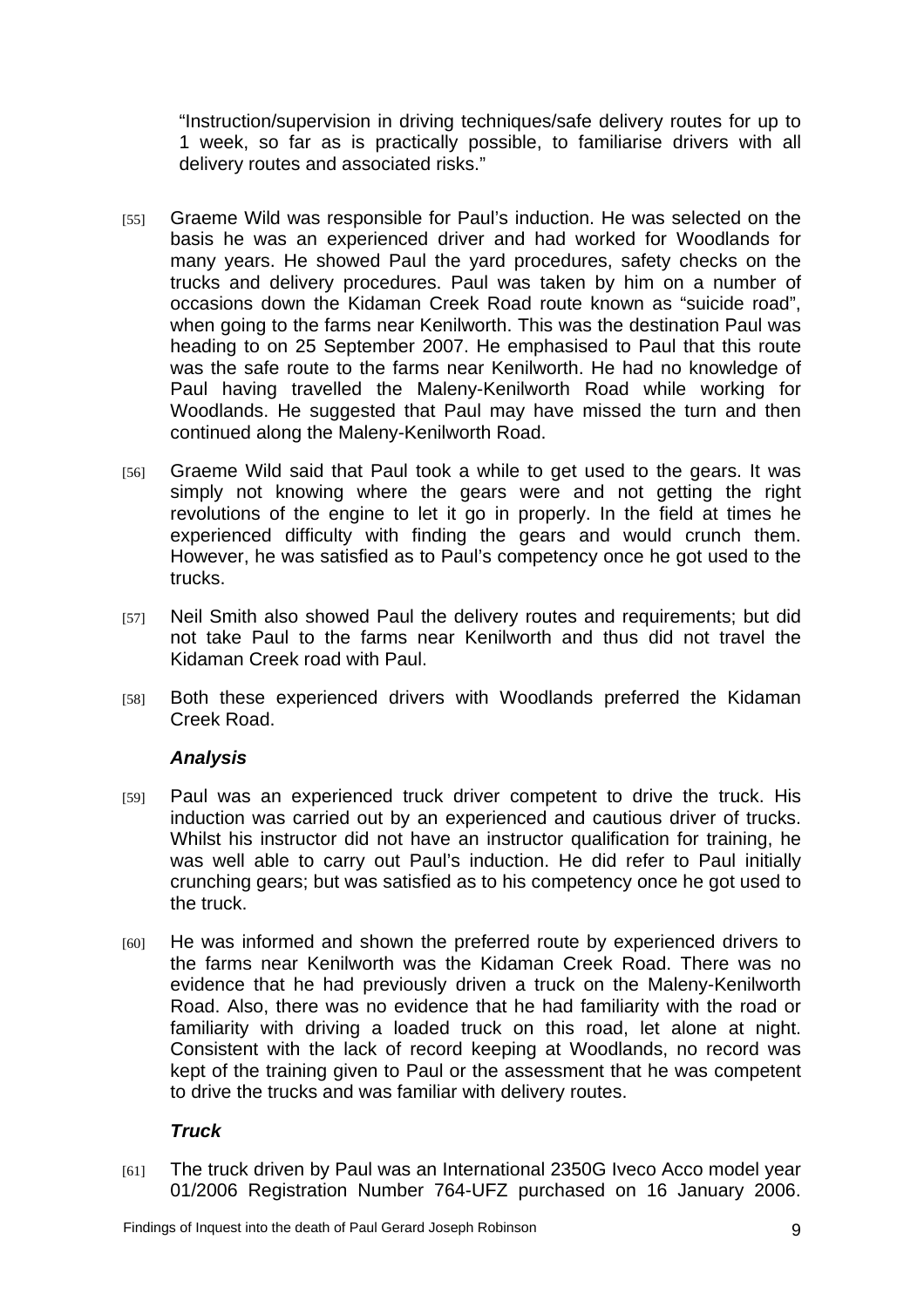"Instruction/supervision in driving techniques/safe delivery routes for up to 1 week, so far as is practically possible, to familiarise drivers with all delivery routes and associated risks."

[55] Graeme Wild was responsible for Paul's induction. He was selected on the basis he was an experienced driver and had worked for Woodlands for many years. He showed Paul the yard procedures, safety checks on the trucks and delivery procedures. Paul was taken by him on a number of occasions down the Kidaman Creek Road route known as "suicide road", when going to the farms near Kenilworth. This was the destination Paul was heading to on 25 September 2007. He emphasised to Paul that this route was the safe route to the farms near Kenilworth. He had no knowledge of Paul having travelled the Maleny-Kenilworth Road while working for Woodlands. He suggested that Paul may have missed the turn and then continued along the Maleny-Kenilworth Road.

[56] Graeme Wild said that Paul took a while to get used to the gears. It was simply not knowing where the gears were and not getting the right revolutions of the engine to let it go in properly. In the field at times he experienced difficulty with finding the gears and would crunch them. However, he was satisfied as to Paul's competency once he got used to the trucks.

[57] Neil Smith also showed Paul the delivery routes and requirements; but did not take Paul to the farms near Kenilworth and thus did not travel the Kidaman Creek road with Paul.

[58] Both these experienced drivers with Woodlands preferred the Kidaman Creek Road.

### *Analysis*

[59] Paul was an experienced truck driver competent to drive the truck. His induction was carried out by an experienced and cautious driver of trucks. Whilst his instructor did not have an instructor qualification for training, he was well able to carry out Paul's induction. He did refer to Paul initially crunching gears; but was satisfied as to his competency once he got used to the truck.

[60] He was informed and shown the preferred route by experienced drivers to the farms near Kenilworth was the Kidaman Creek Road. There was no evidence that he had previously driven a truck on the Maleny-Kenilworth Road. Also, there was no evidence that he had familiarity with the road or familiarity with driving a loaded truck on this road, let alone at night. Consistent with the lack of record keeping at Woodlands, no record was kept of the training given to Paul or the assessment that he was competent to drive the trucks and was familiar with delivery routes.

### *Truck*

[61] The truck driven by Paul was an International 2350G Iveco Acco model year 01/2006 Registration Number 764-UFZ purchased on 16 January 2006.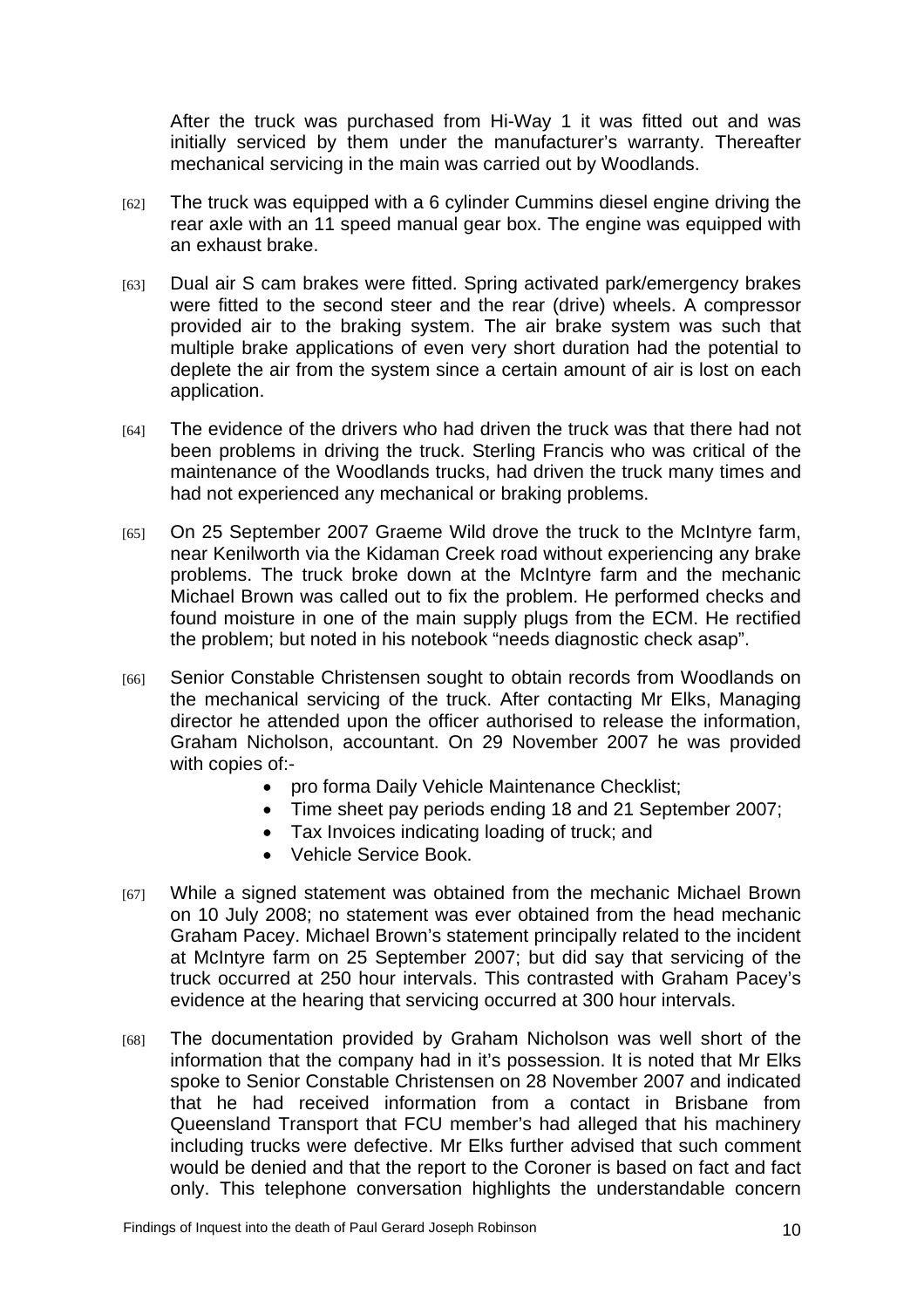After the truck was purchased from Hi-Way 1 it was fitted out and was initially serviced by them under the manufacturer's warranty. Thereafter mechanical servicing in the main was carried out by Woodlands.

[62] The truck was equipped with a 6 cylinder Cummins diesel engine driving the rear axle with an 11 speed manual gear box. The engine was equipped with an exhaust brake.

[63] Dual air S cam brakes were fitted. Spring activated park/emergency brakes were fitted to the second steer and the rear (drive) wheels. A compressor provided air to the braking system. The air brake system was such that multiple brake applications of even very short duration had the potential to deplete the air from the system since a certain amount of air is lost on each application.

[64] The evidence of the drivers who had driven the truck was that there had not been problems in driving the truck. Sterling Francis who was critical of the maintenance of the Woodlands trucks, had driven the truck many times and had not experienced any mechanical or braking problems.

[65] On 25 September 2007 Graeme Wild drove the truck to the McIntyre farm, near Kenilworth via the Kidaman Creek road without experiencing any brake problems. The truck broke down at the McIntyre farm and the mechanic Michael Brown was called out to fix the problem. He performed checks and found moisture in one of the main supply plugs from the ECM. He rectified the problem; but noted in his notebook "needs diagnostic check asap".

[66] Senior Constable Christensen sought to obtain records from Woodlands on the mechanical servicing of the truck. After contacting Mr Elks, Managing director he attended upon the officer authorised to release the information, Graham Nicholson, accountant. On 29 November 2007 he was provided with copies of:-

- pro forma Daily Vehicle Maintenance Checklist;
- Time sheet pay periods ending 18 and 21 September 2007;
- Tax Invoices indicating loading of truck; and
- Vehicle Service Book.

[67] While a signed statement was obtained from the mechanic Michael Brown on 10 July 2008; no statement was ever obtained from the head mechanic Graham Pacey. Michael Brown's statement principally related to the incident at McIntyre farm on 25 September 2007; but did say that servicing of the truck occurred at 250 hour intervals. This contrasted with Graham Pacey's evidence at the hearing that servicing occurred at 300 hour intervals.

[68] The documentation provided by Graham Nicholson was well short of the information that the company had in it's possession. It is noted that Mr Elks spoke to Senior Constable Christensen on 28 November 2007 and indicated that he had received information from a contact in Brisbane from Queensland Transport that FCU member's had alleged that his machinery including trucks were defective. Mr Elks further advised that such comment would be denied and that the report to the Coroner is based on fact and fact only. This telephone conversation highlights the understandable concern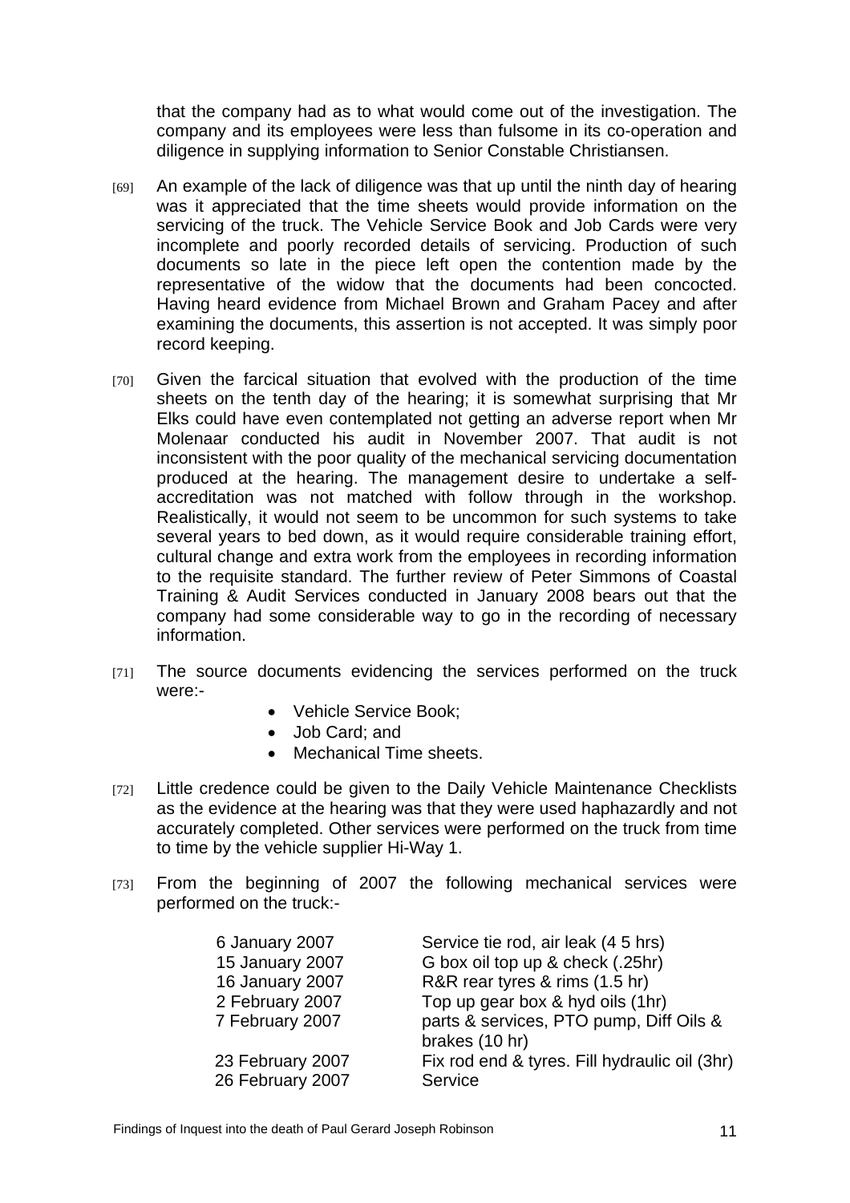that the company had as to what would come out of the investigation. The company and its employees were less than fulsome in its co-operation and diligence in supplying information to Senior Constable Christiansen.

[69] An example of the lack of diligence was that up until the ninth day of hearing was it appreciated that the time sheets would provide information on the servicing of the truck. The Vehicle Service Book and Job Cards were very incomplete and poorly recorded details of servicing. Production of such documents so late in the piece left open the contention made by the representative of the widow that the documents had been concocted. Having heard evidence from Michael Brown and Graham Pacey and after examining the documents, this assertion is not accepted. It was simply poor record keeping.

[70] Given the farcical situation that evolved with the production of the time sheets on the tenth day of the hearing; it is somewhat surprising that Mr Elks could have even contemplated not getting an adverse report when Mr Molenaar conducted his audit in November 2007. That audit is not inconsistent with the poor quality of the mechanical servicing documentation produced at the hearing. The management desire to undertake a self-accreditation was not matched with follow through in the workshop. Realistically, it would not seem to be uncommon for such systems to take several years to bed down, as it would require considerable training effort, cultural change and extra work from the employees in recording information to the requisite standard. The further review of Peter Simmons of Coastal Training & Audit Services conducted in January 2008 bears out that the company had some considerable way to go in the recording of necessary information.

[71] The source documents evidencing the services performed on the truck were:-

- Vehicle Service Book;
- Job Card; and
- Mechanical Time sheets.

[72] Little credence could be given to the Daily Vehicle Maintenance Checklists as the evidence at the hearing was that they were used haphazardly and not accurately completed. Other services were performed on the truck from time to time by the vehicle supplier Hi-Way 1.

[73] From the beginning of 2007 the following mechanical services were performed on the truck:-

| | |
|---|---|
| 6 January 2007 | Service tie rod, air leak (4 5 hrs) |
| 15 January 2007 | G box oil top up & check (.25hr) |
| 16 January 2007 | R&R rear tyres & rims (1.5 hr) |
| 2 February 2007 | Top up gear box & hyd oils (1hr) |
| 7 February 2007 | parts & services, PTO pump, Diff Oils & brakes (10 hr) |
| 23 February 2007 | Fix rod end & tyres. Fill hydraulic oil (3hr) |
| 26 February 2007 | Service |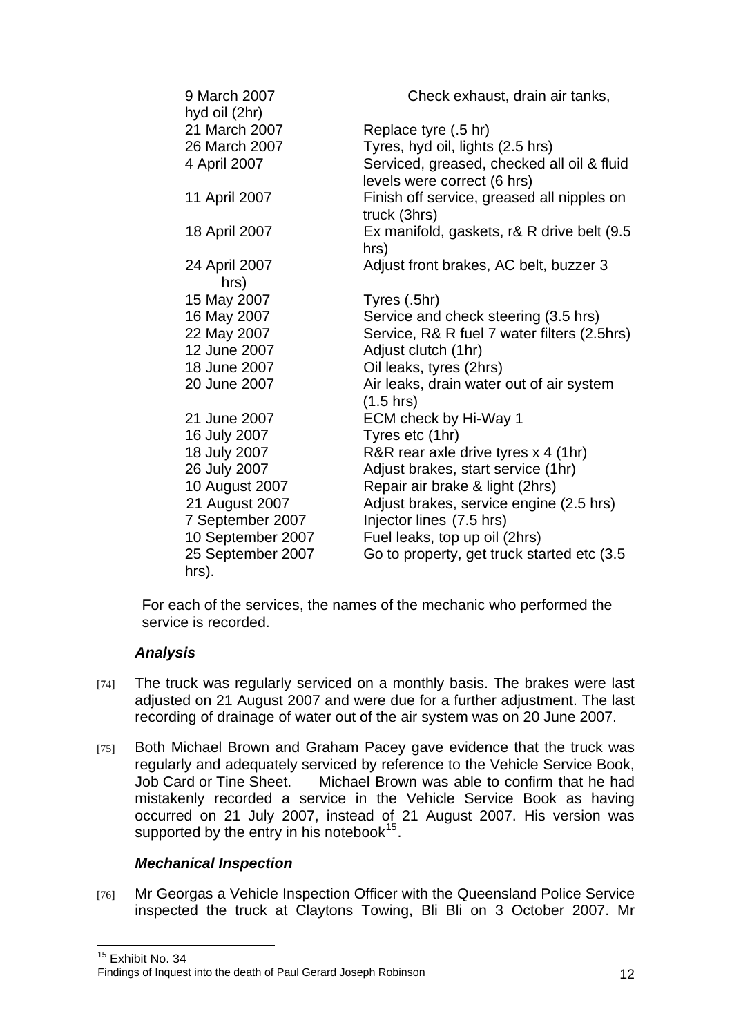| | |
|---|---|
| 9 March 2007 | Check exhaust, drain air tanks, hyd oil (2hr) |
| 21 March 2007 | Replace tyre (.5 hr) |
| 26 March 2007 | Tyres, hyd oil, lights (2.5 hrs) |
| 4 April 2007 | Serviced, greased, checked all oil & fluid levels were correct (6 hrs) |
| 11 April 2007 | Finish off service, greased all nipples on truck (3hrs) |
| 18 April 2007 | Ex manifold, gaskets, r& R drive belt (9.5 hrs) |
| 24 April 2007 | Adjust front brakes, AC belt, buzzer 3 hrs) |
| 15 May 2007 | Tyres (.5hr) |
| 16 May 2007 | Service and check steering (3.5 hrs) |
| 22 May 2007 | Service, R& R fuel 7 water filters (2.5hrs) |
| 12 June 2007 | Adjust clutch (1hr) |
| 18 June 2007 | Oil leaks, tyres (2hrs) |
| 20 June 2007 | Air leaks, drain water out of air system (1.5 hrs) |
| 21 June 2007 | ECM check by Hi-Way 1 |
| 16 July 2007 | Tyres etc (1hr) |
| 18 July 2007 | R&R rear axle drive tyres x 4 (1hr) |
| 26 July 2007 | Adjust brakes, start service (1hr) |
| 10 August 2007 | Repair air brake & light (2hrs) |
| 21 August 2007 | Adjust brakes, service engine (2.5 hrs) |
| 7 September 2007 | Injector lines (7.5 hrs) |
| 10 September 2007 | Fuel leaks, top up oil (2hrs) |
| 25 September 2007 | Go to property, get truck started etc (3.5 hrs). |

For each of the services, the names of the mechanic who performed the service is recorded.

### *Analysis*

[74] The truck was regularly serviced on a monthly basis. The brakes were last adjusted on 21 August 2007 and were due for a further adjustment. The last recording of drainage of water out of the air system was on 20 June 2007.

[75] Both Michael Brown and Graham Pacey gave evidence that the truck was regularly and adequately serviced by reference to the Vehicle Service Book, Job Card or Tine Sheet. Michael Brown was able to confirm that he had mistakenly recorded a service in the Vehicle Service Book as having occurred on 21 July 2007, instead of 21 August 2007. His version was supported by the entry in his notebook[15].

### *Mechanical Inspection*

[76] Mr Georgas a Vehicle Inspection Officer with the Queensland Police Service inspected the truck at Claytons Towing, Bli Bli on 3 October 2007. Mr

[15] Exhibit No. 34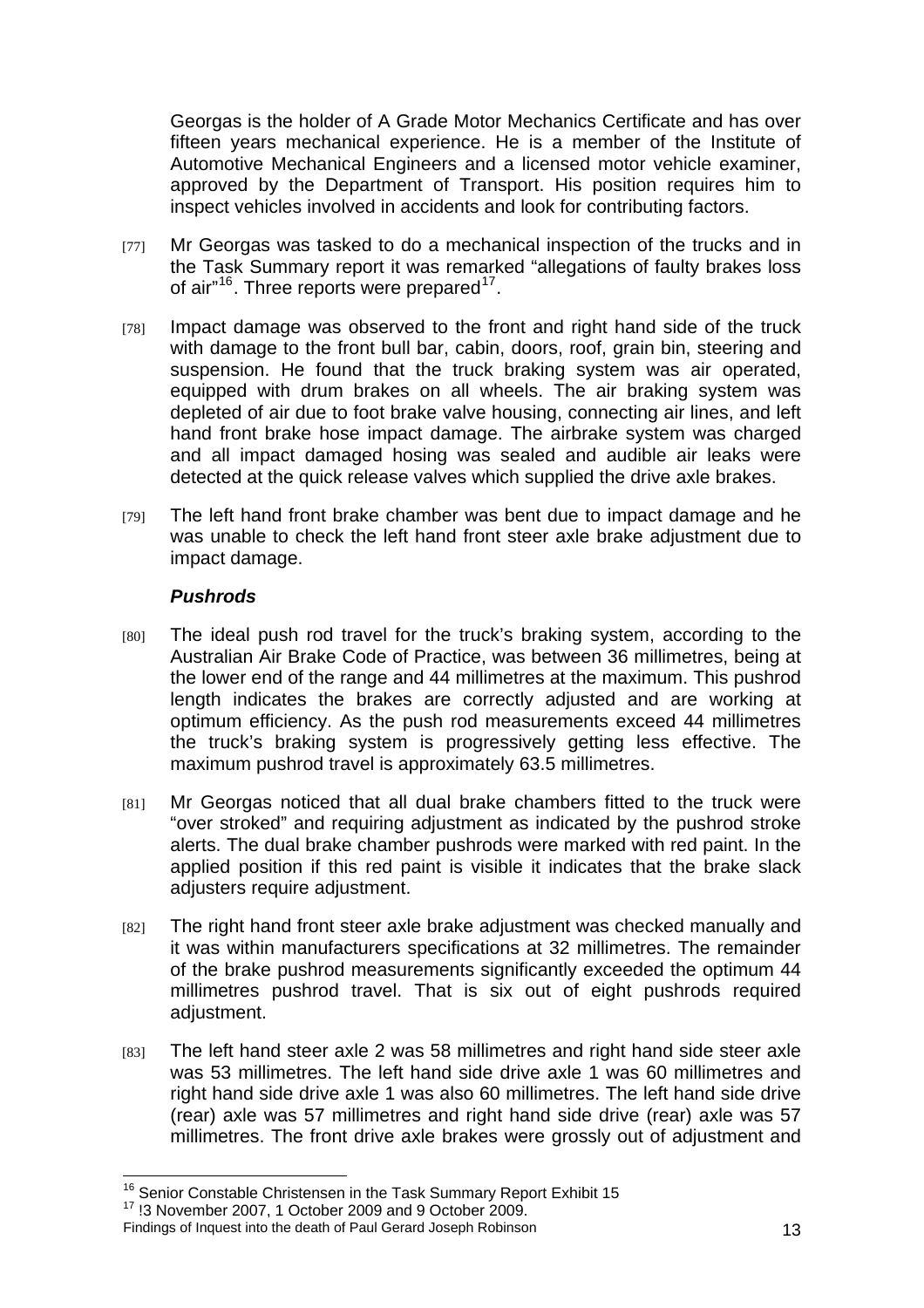Georgas is the holder of A Grade Motor Mechanics Certificate and has over fifteen years mechanical experience. He is a member of the Institute of Automotive Mechanical Engineers and a licensed motor vehicle examiner, approved by the Department of Transport. His position requires him to inspect vehicles involved in accidents and look for contributing factors.

[77] Mr Georgas was tasked to do a mechanical inspection of the trucks and in the Task Summary report it was remarked "allegations of faulty brakes loss of air"[16]. Three reports were prepared[17].

[78] Impact damage was observed to the front and right hand side of the truck with damage to the front bull bar, cabin, doors, roof, grain bin, steering and suspension. He found that the truck braking system was air operated, equipped with drum brakes on all wheels. The air braking system was depleted of air due to foot brake valve housing, connecting air lines, and left hand front brake hose impact damage. The airbrake system was charged and all impact damaged hosing was sealed and audible air leaks were detected at the quick release valves which supplied the drive axle brakes.

[79] The left hand front brake chamber was bent due to impact damage and he was unable to check the left hand front steer axle brake adjustment due to impact damage.

***Pushrods***

[80] The ideal push rod travel for the truck's braking system, according to the Australian Air Brake Code of Practice, was between 36 millimetres, being at the lower end of the range and 44 millimetres at the maximum. This pushrod length indicates the brakes are correctly adjusted and are working at optimum efficiency. As the push rod measurements exceed 44 millimetres the truck's braking system is progressively getting less effective. The maximum pushrod travel is approximately 63.5 millimetres.

[81] Mr Georgas noticed that all dual brake chambers fitted to the truck were "over stroked" and requiring adjustment as indicated by the pushrod stroke alerts. The dual brake chamber pushrods were marked with red paint. In the applied position if this red paint is visible it indicates that the brake slack adjusters require adjustment.

[82] The right hand front steer axle brake adjustment was checked manually and it was within manufacturers specifications at 32 millimetres. The remainder of the brake pushrod measurements significantly exceeded the optimum 44 millimetres pushrod travel. That is six out of eight pushrods required adjustment.

[83] The left hand steer axle 2 was 58 millimetres and right hand side steer axle was 53 millimetres. The left hand side drive axle 1 was 60 millimetres and right hand side drive axle 1 was also 60 millimetres. The left hand side drive (rear) axle was 57 millimetres and right hand side drive (rear) axle was 57 millimetres. The front drive axle brakes were grossly out of adjustment and

---

[16] Senior Constable Christensen in the Task Summary Report Exhibit 15

[17] !3 November 2007, 1 October 2009 and 9 October 2009.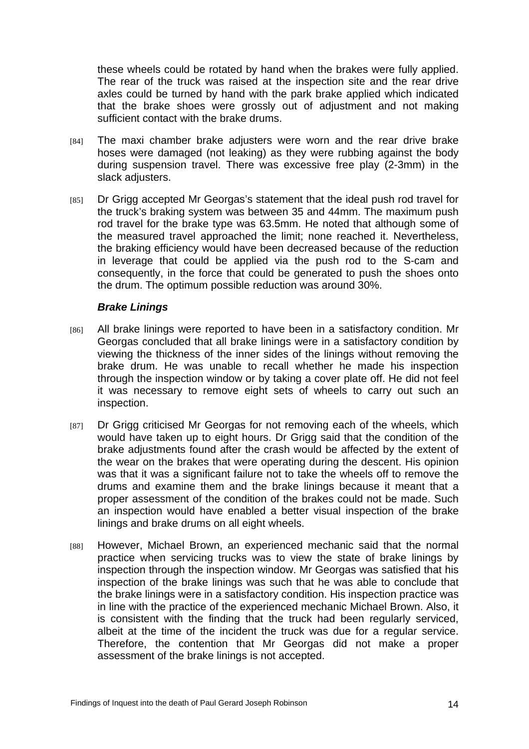these wheels could be rotated by hand when the brakes were fully applied. The rear of the truck was raised at the inspection site and the rear drive axles could be turned by hand with the park brake applied which indicated that the brake shoes were grossly out of adjustment and not making sufficient contact with the brake drums.

[84] The maxi chamber brake adjusters were worn and the rear drive brake hoses were damaged (not leaking) as they were rubbing against the body during suspension travel. There was excessive free play (2-3mm) in the slack adjusters.

[85] Dr Grigg accepted Mr Georgas's statement that the ideal push rod travel for the truck's braking system was between 35 and 44mm. The maximum push rod travel for the brake type was 63.5mm. He noted that although some of the measured travel approached the limit; none reached it. Nevertheless, the braking efficiency would have been decreased because of the reduction in leverage that could be applied via the push rod to the S-cam and consequently, in the force that could be generated to push the shoes onto the drum. The optimum possible reduction was around 30%.

***Brake Linings***

[86] All brake linings were reported to have been in a satisfactory condition. Mr Georgas concluded that all brake linings were in a satisfactory condition by viewing the thickness of the inner sides of the linings without removing the brake drum. He was unable to recall whether he made his inspection through the inspection window or by taking a cover plate off. He did not feel it was necessary to remove eight sets of wheels to carry out such an inspection.

[87] Dr Grigg criticised Mr Georgas for not removing each of the wheels, which would have taken up to eight hours. Dr Grigg said that the condition of the brake adjustments found after the crash would be affected by the extent of the wear on the brakes that were operating during the descent. His opinion was that it was a significant failure not to take the wheels off to remove the drums and examine them and the brake linings because it meant that a proper assessment of the condition of the brakes could not be made. Such an inspection would have enabled a better visual inspection of the brake linings and brake drums on all eight wheels.

[88] However, Michael Brown, an experienced mechanic said that the normal practice when servicing trucks was to view the state of brake linings by inspection through the inspection window. Mr Georgas was satisfied that his inspection of the brake linings was such that he was able to conclude that the brake linings were in a satisfactory condition. His inspection practice was in line with the practice of the experienced mechanic Michael Brown. Also, it is consistent with the finding that the truck had been regularly serviced, albeit at the time of the incident the truck was due for a regular service. Therefore, the contention that Mr Georgas did not make a proper assessment of the brake linings is not accepted.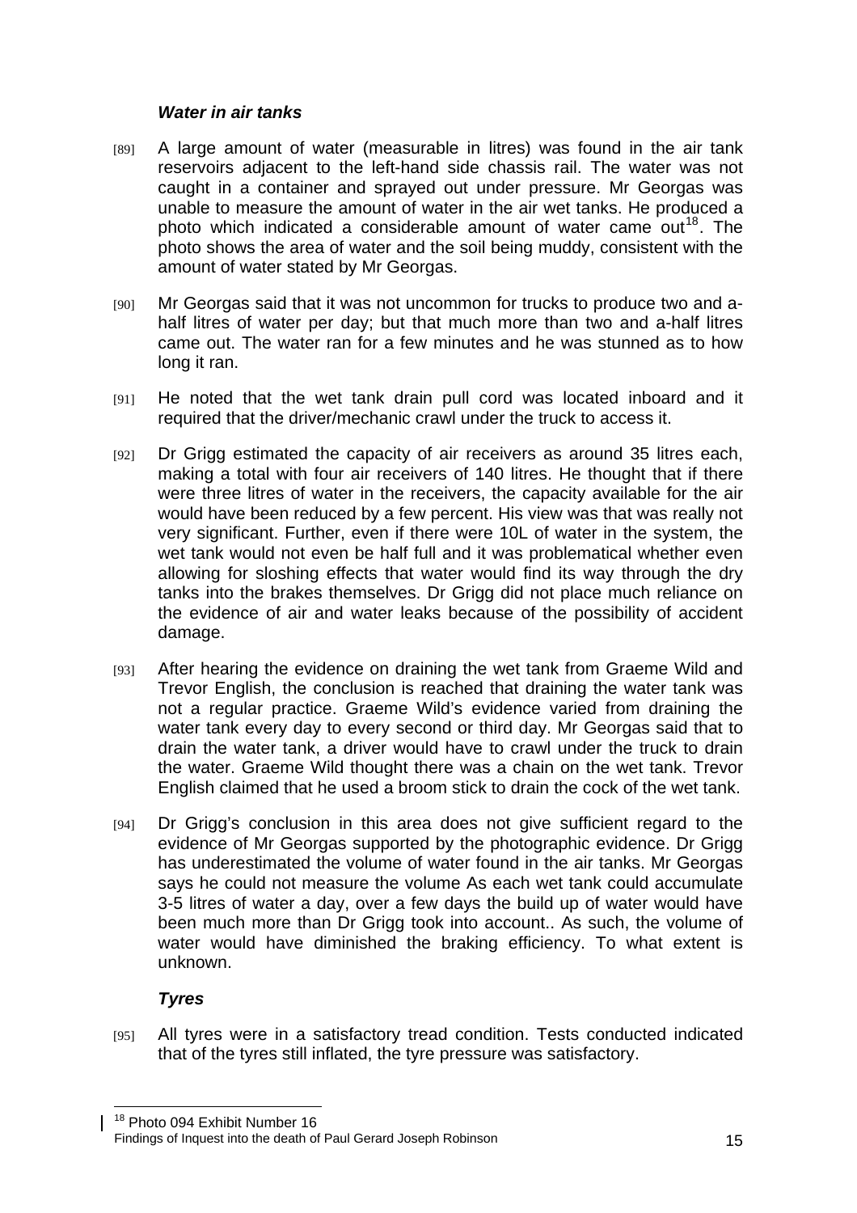### *Water in air tanks*

[89] A large amount of water (measurable in litres) was found in the air tank reservoirs adjacent to the left-hand side chassis rail. The water was not caught in a container and sprayed out under pressure. Mr Georgas was unable to measure the amount of water in the air wet tanks. He produced a photo which indicated a considerable amount of water came out[18]. The photo shows the area of water and the soil being muddy, consistent with the amount of water stated by Mr Georgas.

[90] Mr Georgas said that it was not uncommon for trucks to produce two and a-half litres of water per day; but that much more than two and a-half litres came out. The water ran for a few minutes and he was stunned as to how long it ran.

[91] He noted that the wet tank drain pull cord was located inboard and it required that the driver/mechanic crawl under the truck to access it.

[92] Dr Grigg estimated the capacity of air receivers as around 35 litres each, making a total with four air receivers of 140 litres. He thought that if there were three litres of water in the receivers, the capacity available for the air would have been reduced by a few percent. His view was that was really not very significant. Further, even if there were 10L of water in the system, the wet tank would not even be half full and it was problematical whether even allowing for sloshing effects that water would find its way through the dry tanks into the brakes themselves. Dr Grigg did not place much reliance on the evidence of air and water leaks because of the possibility of accident damage.

[93] After hearing the evidence on draining the wet tank from Graeme Wild and Trevor English, the conclusion is reached that draining the water tank was not a regular practice. Graeme Wild's evidence varied from draining the water tank every day to every second or third day. Mr Georgas said that to drain the water tank, a driver would have to crawl under the truck to drain the water. Graeme Wild thought there was a chain on the wet tank. Trevor English claimed that he used a broom stick to drain the cock of the wet tank.

[94] Dr Grigg's conclusion in this area does not give sufficient regard to the evidence of Mr Georgas supported by the photographic evidence. Dr Grigg has underestimated the volume of water found in the air tanks. Mr Georgas says he could not measure the volume As each wet tank could accumulate 3-5 litres of water a day, over a few days the build up of water would have been much more than Dr Grigg took into account.. As such, the volume of water would have diminished the braking efficiency. To what extent is unknown.

### *Tyres*

[95] All tyres were in a satisfactory tread condition. Tests conducted indicated that of the tyres still inflated, the tyre pressure was satisfactory.

---

[18] Photo 094 Exhibit Number 16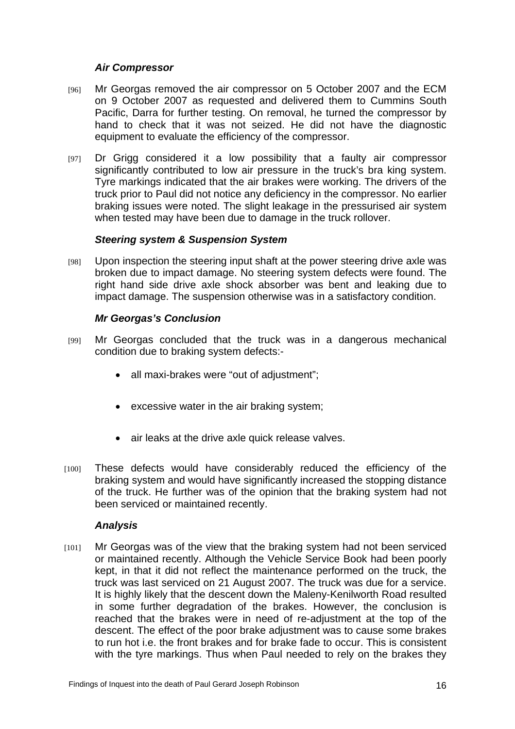### *Air Compressor*

[96] Mr Georgas removed the air compressor on 5 October 2007 and the ECM on 9 October 2007 as requested and delivered them to Cummins South Pacific, Darra for further testing. On removal, he turned the compressor by hand to check that it was not seized. He did not have the diagnostic equipment to evaluate the efficiency of the compressor.

[97] Dr Grigg considered it a low possibility that a faulty air compressor significantly contributed to low air pressure in the truck's bra king system. Tyre markings indicated that the air brakes were working. The drivers of the truck prior to Paul did not notice any deficiency in the compressor. No earlier braking issues were noted. The slight leakage in the pressurised air system when tested may have been due to damage in the truck rollover.

### *Steering system & Suspension System*

[98] Upon inspection the steering input shaft at the power steering drive axle was broken due to impact damage. No steering system defects were found. The right hand side drive axle shock absorber was bent and leaking due to impact damage. The suspension otherwise was in a satisfactory condition.

### *Mr Georgas's Conclusion*

[99] Mr Georgas concluded that the truck was in a dangerous mechanical condition due to braking system defects:-

- all maxi-brakes were "out of adjustment";
- excessive water in the air braking system;
- air leaks at the drive axle quick release valves.

[100] These defects would have considerably reduced the efficiency of the braking system and would have significantly increased the stopping distance of the truck. He further was of the opinion that the braking system had not been serviced or maintained recently.

### *Analysis*

[101] Mr Georgas was of the view that the braking system had not been serviced or maintained recently. Although the Vehicle Service Book had been poorly kept, in that it did not reflect the maintenance performed on the truck, the truck was last serviced on 21 August 2007. The truck was due for a service. It is highly likely that the descent down the Maleny-Kenilworth Road resulted in some further degradation of the brakes. However, the conclusion is reached that the brakes were in need of re-adjustment at the top of the descent. The effect of the poor brake adjustment was to cause some brakes to run hot i.e. the front brakes and for brake fade to occur. This is consistent with the tyre markings. Thus when Paul needed to rely on the brakes they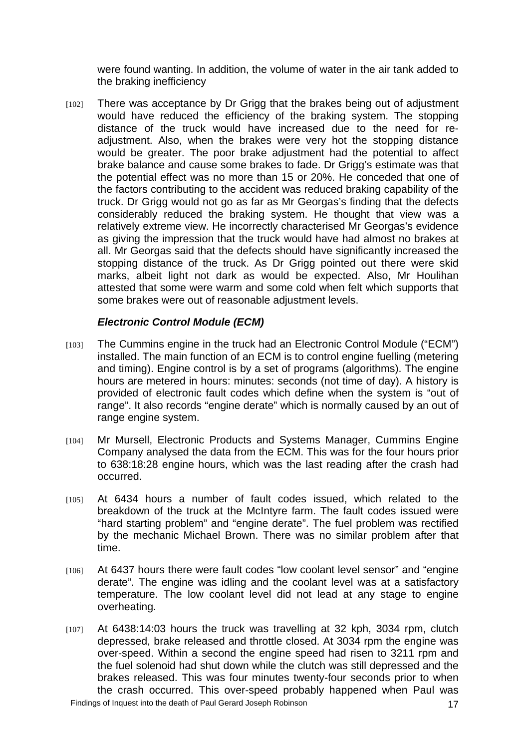were found wanting. In addition, the volume of water in the air tank added to the braking inefficiency

[102] There was acceptance by Dr Grigg that the brakes being out of adjustment would have reduced the efficiency of the braking system. The stopping distance of the truck would have increased due to the need for re-adjustment. Also, when the brakes were very hot the stopping distance would be greater. The poor brake adjustment had the potential to affect brake balance and cause some brakes to fade. Dr Grigg's estimate was that the potential effect was no more than 15 or 20%. He conceded that one of the factors contributing to the accident was reduced braking capability of the truck. Dr Grigg would not go as far as Mr Georgas's finding that the defects considerably reduced the braking system. He thought that view was a relatively extreme view. He incorrectly characterised Mr Georgas's evidence as giving the impression that the truck would have had almost no brakes at all. Mr Georgas said that the defects should have significantly increased the stopping distance of the truck. As Dr Grigg pointed out there were skid marks, albeit light not dark as would be expected. Also, Mr Houlihan attested that some were warm and some cold when felt which supports that some brakes were out of reasonable adjustment levels.

***Electronic Control Module (ECM)***

[103] The Cummins engine in the truck had an Electronic Control Module ("ECM") installed. The main function of an ECM is to control engine fuelling (metering and timing). Engine control is by a set of programs (algorithms). The engine hours are metered in hours: minutes: seconds (not time of day). A history is provided of electronic fault codes which define when the system is "out of range". It also records "engine derate" which is normally caused by an out of range engine system.

[104] Mr Mursell, Electronic Products and Systems Manager, Cummins Engine Company analysed the data from the ECM. This was for the four hours prior to 638:18:28 engine hours, which was the last reading after the crash had occurred.

[105] At 6434 hours a number of fault codes issued, which related to the breakdown of the truck at the McIntyre farm. The fault codes issued were "hard starting problem" and "engine derate". The fuel problem was rectified by the mechanic Michael Brown. There was no similar problem after that time.

[106] At 6437 hours there were fault codes "low coolant level sensor" and "engine derate". The engine was idling and the coolant level was at a satisfactory temperature. The low coolant level did not lead at any stage to engine overheating.

[107] At 6438:14:03 hours the truck was travelling at 32 kph, 3034 rpm, clutch depressed, brake released and throttle closed. At 3034 rpm the engine was over-speed. Within a second the engine speed had risen to 3211 rpm and the fuel solenoid had shut down while the clutch was still depressed and the brakes released. This was four minutes twenty-four seconds prior to when the crash occurred. This over-speed probably happened when Paul was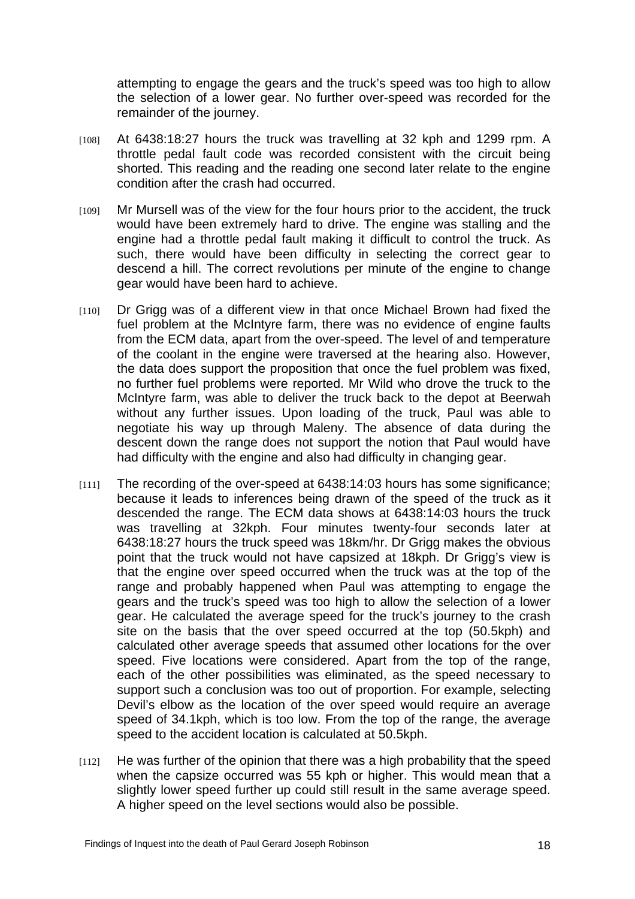attempting to engage the gears and the truck's speed was too high to allow the selection of a lower gear. No further over-speed was recorded for the remainder of the journey.

[108] At 6438:18:27 hours the truck was travelling at 32 kph and 1299 rpm. A throttle pedal fault code was recorded consistent with the circuit being shorted. This reading and the reading one second later relate to the engine condition after the crash had occurred.

[109] Mr Mursell was of the view for the four hours prior to the accident, the truck would have been extremely hard to drive. The engine was stalling and the engine had a throttle pedal fault making it difficult to control the truck. As such, there would have been difficulty in selecting the correct gear to descend a hill. The correct revolutions per minute of the engine to change gear would have been hard to achieve.

[110] Dr Grigg was of a different view in that once Michael Brown had fixed the fuel problem at the McIntyre farm, there was no evidence of engine faults from the ECM data, apart from the over-speed. The level of and temperature of the coolant in the engine were traversed at the hearing also. However, the data does support the proposition that once the fuel problem was fixed, no further fuel problems were reported. Mr Wild who drove the truck to the McIntyre farm, was able to deliver the truck back to the depot at Beerwah without any further issues. Upon loading of the truck, Paul was able to negotiate his way up through Maleny. The absence of data during the descent down the range does not support the notion that Paul would have had difficulty with the engine and also had difficulty in changing gear.

[111] The recording of the over-speed at 6438:14:03 hours has some significance; because it leads to inferences being drawn of the speed of the truck as it descended the range. The ECM data shows at 6438:14:03 hours the truck was travelling at 32kph. Four minutes twenty-four seconds later at 6438:18:27 hours the truck speed was 18km/hr. Dr Grigg makes the obvious point that the truck would not have capsized at 18kph. Dr Grigg's view is that the engine over speed occurred when the truck was at the top of the range and probably happened when Paul was attempting to engage the gears and the truck's speed was too high to allow the selection of a lower gear. He calculated the average speed for the truck's journey to the crash site on the basis that the over speed occurred at the top (50.5kph) and calculated other average speeds that assumed other locations for the over speed. Five locations were considered. Apart from the top of the range, each of the other possibilities was eliminated, as the speed necessary to support such a conclusion was too out of proportion. For example, selecting Devil's elbow as the location of the over speed would require an average speed of 34.1kph, which is too low. From the top of the range, the average speed to the accident location is calculated at 50.5kph.

[112] He was further of the opinion that there was a high probability that the speed when the capsize occurred was 55 kph or higher. This would mean that a slightly lower speed further up could still result in the same average speed. A higher speed on the level sections would also be possible.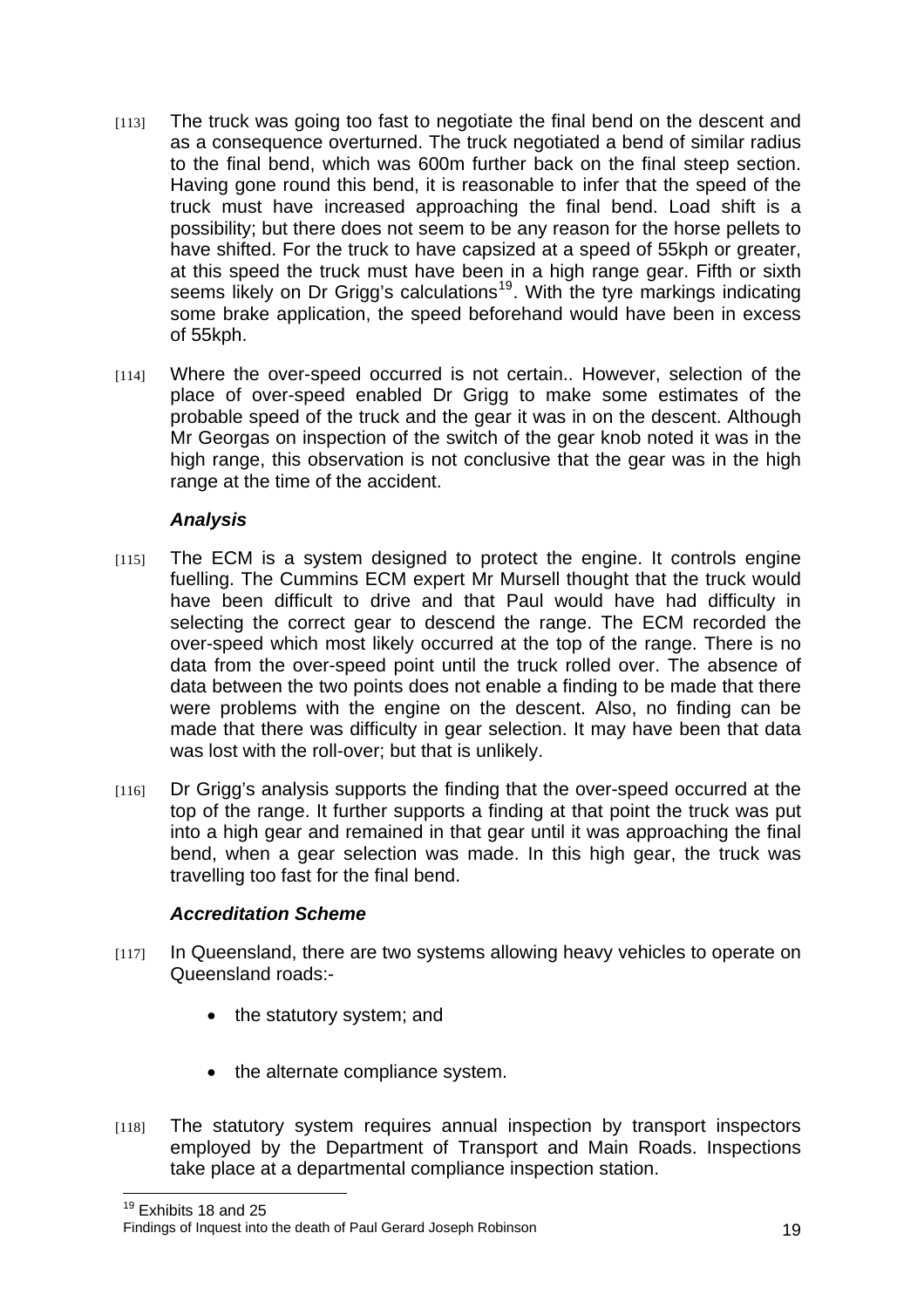[113] The truck was going too fast to negotiate the final bend on the descent and as a consequence overturned. The truck negotiated a bend of similar radius to the final bend, which was 600m further back on the final steep section. Having gone round this bend, it is reasonable to infer that the speed of the truck must have increased approaching the final bend. Load shift is a possibility; but there does not seem to be any reason for the horse pellets to have shifted. For the truck to have capsized at a speed of 55kph or greater, at this speed the truck must have been in a high range gear. Fifth or sixth seems likely on Dr Grigg's calculations[19]. With the tyre markings indicating some brake application, the speed beforehand would have been in excess of 55kph.

[114] Where the over-speed occurred is not certain.. However, selection of the place of over-speed enabled Dr Grigg to make some estimates of the probable speed of the truck and the gear it was in on the descent. Although Mr Georgas on inspection of the switch of the gear knob noted it was in the high range, this observation is not conclusive that the gear was in the high range at the time of the accident.

### *Analysis*

[115] The ECM is a system designed to protect the engine. It controls engine fuelling. The Cummins ECM expert Mr Mursell thought that the truck would have been difficult to drive and that Paul would have had difficulty in selecting the correct gear to descend the range. The ECM recorded the over-speed which most likely occurred at the top of the range. There is no data from the over-speed point until the truck rolled over. The absence of data between the two points does not enable a finding to be made that there were problems with the engine on the descent. Also, no finding can be made that there was difficulty in gear selection. It may have been that data was lost with the roll-over; but that is unlikely.

[116] Dr Grigg's analysis supports the finding that the over-speed occurred at the top of the range. It further supports a finding at that point the truck was put into a high gear and remained in that gear until it was approaching the final bend, when a gear selection was made. In this high gear, the truck was travelling too fast for the final bend.

### *Accreditation Scheme*

[117] In Queensland, there are two systems allowing heavy vehicles to operate on Queensland roads:-

- the statutory system; and
- the alternate compliance system.

[118] The statutory system requires annual inspection by transport inspectors employed by the Department of Transport and Main Roads. Inspections take place at a departmental compliance inspection station.

[19] Exhibits 18 and 25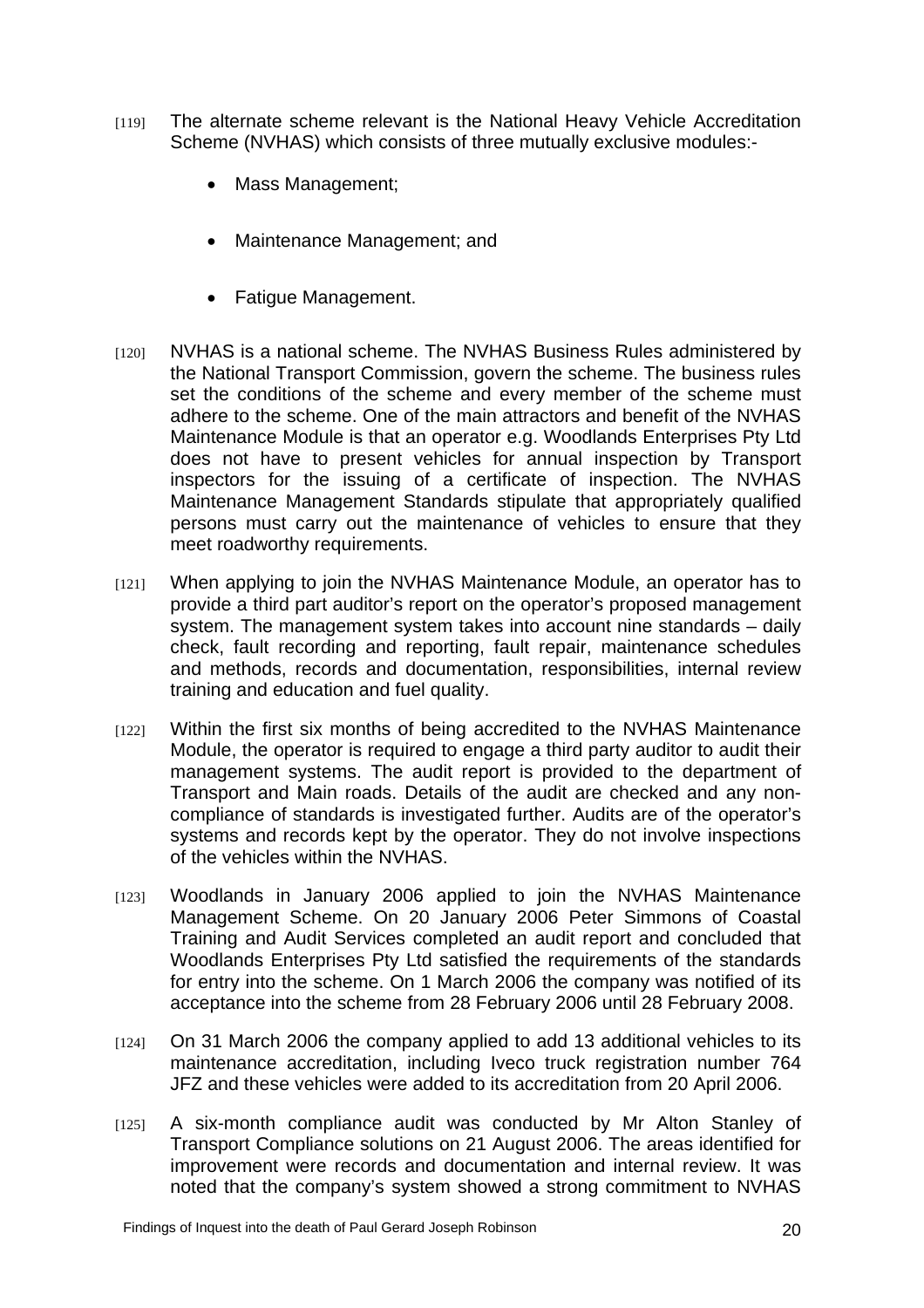[119] The alternate scheme relevant is the National Heavy Vehicle Accreditation Scheme (NVHAS) which consists of three mutually exclusive modules:-

- Mass Management;
- Maintenance Management; and
- Fatigue Management.

[120] NVHAS is a national scheme. The NVHAS Business Rules administered by the National Transport Commission, govern the scheme. The business rules set the conditions of the scheme and every member of the scheme must adhere to the scheme. One of the main attractors and benefit of the NVHAS Maintenance Module is that an operator e.g. Woodlands Enterprises Pty Ltd does not have to present vehicles for annual inspection by Transport inspectors for the issuing of a certificate of inspection. The NVHAS Maintenance Management Standards stipulate that appropriately qualified persons must carry out the maintenance of vehicles to ensure that they meet roadworthy requirements.

[121] When applying to join the NVHAS Maintenance Module, an operator has to provide a third part auditor's report on the operator's proposed management system. The management system takes into account nine standards – daily check, fault recording and reporting, fault repair, maintenance schedules and methods, records and documentation, responsibilities, internal review training and education and fuel quality.

[122] Within the first six months of being accredited to the NVHAS Maintenance Module, the operator is required to engage a third party auditor to audit their management systems. The audit report is provided to the department of Transport and Main roads. Details of the audit are checked and any non-compliance of standards is investigated further. Audits are of the operator's systems and records kept by the operator. They do not involve inspections of the vehicles within the NVHAS.

[123] Woodlands in January 2006 applied to join the NVHAS Maintenance Management Scheme. On 20 January 2006 Peter Simmons of Coastal Training and Audit Services completed an audit report and concluded that Woodlands Enterprises Pty Ltd satisfied the requirements of the standards for entry into the scheme. On 1 March 2006 the company was notified of its acceptance into the scheme from 28 February 2006 until 28 February 2008.

[124] On 31 March 2006 the company applied to add 13 additional vehicles to its maintenance accreditation, including Iveco truck registration number 764 JFZ and these vehicles were added to its accreditation from 20 April 2006.

[125] A six-month compliance audit was conducted by Mr Alton Stanley of Transport Compliance solutions on 21 August 2006. The areas identified for improvement were records and documentation and internal review. It was noted that the company's system showed a strong commitment to NVHAS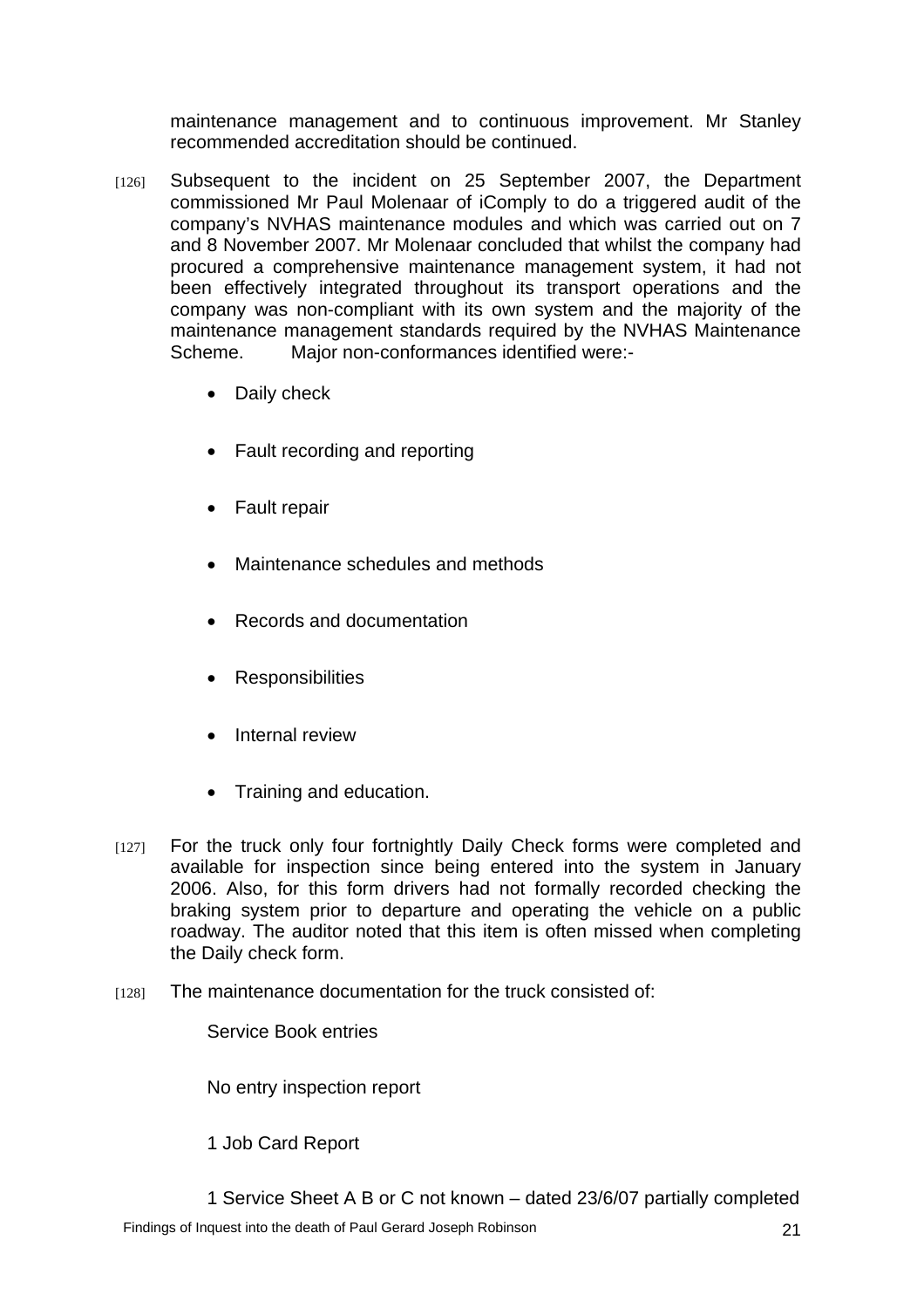maintenance management and to continuous improvement. Mr Stanley recommended accreditation should be continued.

[126] Subsequent to the incident on 25 September 2007, the Department commissioned Mr Paul Molenaar of iComply to do a triggered audit of the company's NVHAS maintenance modules and which was carried out on 7 and 8 November 2007. Mr Molenaar concluded that whilst the company had procured a comprehensive maintenance management system, it had not been effectively integrated throughout its transport operations and the company was non-compliant with its own system and the majority of the maintenance management standards required by the NVHAS Maintenance Scheme. Major non-conformances identified were:-

- Daily check
- Fault recording and reporting
- Fault repair
- Maintenance schedules and methods
- Records and documentation
- Responsibilities
- Internal review
- Training and education.

[127] For the truck only four fortnightly Daily Check forms were completed and available for inspection since being entered into the system in January 2006. Also, for this form drivers had not formally recorded checking the braking system prior to departure and operating the vehicle on a public roadway. The auditor noted that this item is often missed when completing the Daily check form.

[128] The maintenance documentation for the truck consisted of:

Service Book entries

No entry inspection report

1 Job Card Report

1 Service Sheet A B or C not known – dated 23/6/07 partially completed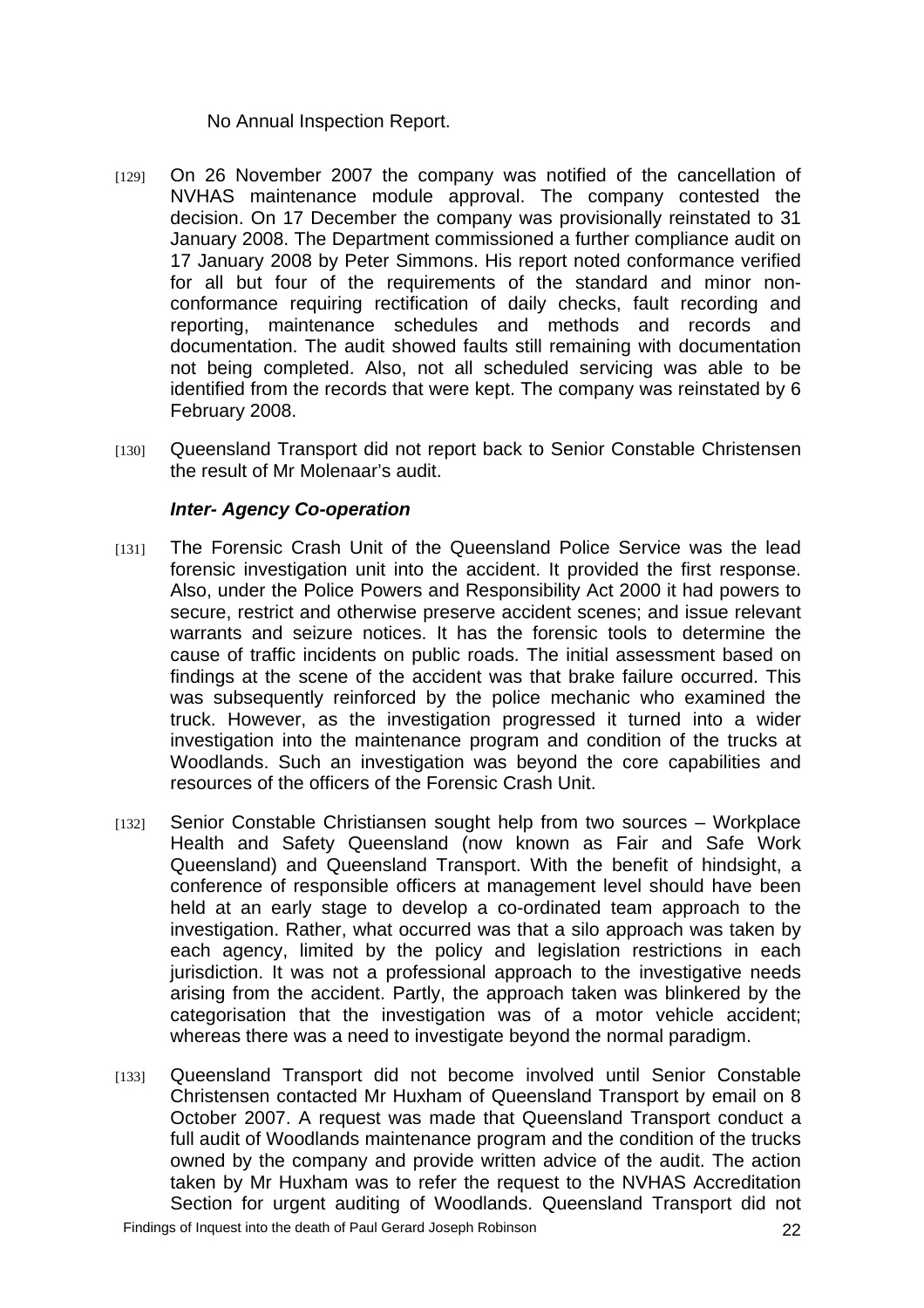No Annual Inspection Report.

[129] On 26 November 2007 the company was notified of the cancellation of NVHAS maintenance module approval. The company contested the decision. On 17 December the company was provisionally reinstated to 31 January 2008. The Department commissioned a further compliance audit on 17 January 2008 by Peter Simmons. His report noted conformance verified for all but four of the requirements of the standard and minor non-conformance requiring rectification of daily checks, fault recording and reporting, maintenance schedules and methods and records and documentation. The audit showed faults still remaining with documentation not being completed. Also, not all scheduled servicing was able to be identified from the records that were kept. The company was reinstated by 6 February 2008.

[130] Queensland Transport did not report back to Senior Constable Christensen the result of Mr Molenaar's audit.

### *Inter- Agency Co-operation*

[131] The Forensic Crash Unit of the Queensland Police Service was the lead forensic investigation unit into the accident. It provided the first response. Also, under the Police Powers and Responsibility Act 2000 it had powers to secure, restrict and otherwise preserve accident scenes; and issue relevant warrants and seizure notices. It has the forensic tools to determine the cause of traffic incidents on public roads. The initial assessment based on findings at the scene of the accident was that brake failure occurred. This was subsequently reinforced by the police mechanic who examined the truck. However, as the investigation progressed it turned into a wider investigation into the maintenance program and condition of the trucks at Woodlands. Such an investigation was beyond the core capabilities and resources of the officers of the Forensic Crash Unit.

[132] Senior Constable Christiansen sought help from two sources – Workplace Health and Safety Queensland (now known as Fair and Safe Work Queensland) and Queensland Transport. With the benefit of hindsight, a conference of responsible officers at management level should have been held at an early stage to develop a co-ordinated team approach to the investigation. Rather, what occurred was that a silo approach was taken by each agency, limited by the policy and legislation restrictions in each jurisdiction. It was not a professional approach to the investigative needs arising from the accident. Partly, the approach taken was blinkered by the categorisation that the investigation was of a motor vehicle accident; whereas there was a need to investigate beyond the normal paradigm.

[133] Queensland Transport did not become involved until Senior Constable Christensen contacted Mr Huxham of Queensland Transport by email on 8 October 2007. A request was made that Queensland Transport conduct a full audit of Woodlands maintenance program and the condition of the trucks owned by the company and provide written advice of the audit. The action taken by Mr Huxham was to refer the request to the NVHAS Accreditation Section for urgent auditing of Woodlands. Queensland Transport did not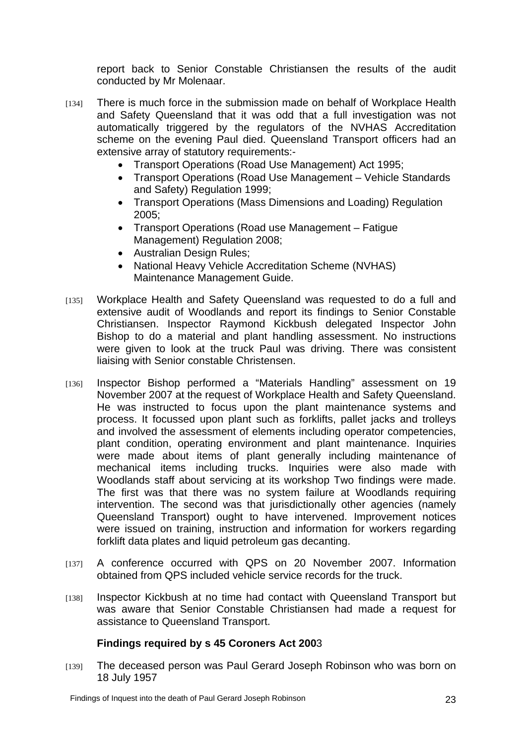report back to Senior Constable Christiansen the results of the audit conducted by Mr Molenaar.

[134] There is much force in the submission made on behalf of Workplace Health and Safety Queensland that it was odd that a full investigation was not automatically triggered by the regulators of the NVHAS Accreditation scheme on the evening Paul died. Queensland Transport officers had an extensive array of statutory requirements:-

- Transport Operations (Road Use Management) Act 1995;
- Transport Operations (Road Use Management – Vehicle Standards and Safety) Regulation 1999;
- Transport Operations (Mass Dimensions and Loading) Regulation 2005;
- Transport Operations (Road use Management – Fatigue Management) Regulation 2008;
- Australian Design Rules;
- National Heavy Vehicle Accreditation Scheme (NVHAS) Maintenance Management Guide.

[135] Workplace Health and Safety Queensland was requested to do a full and extensive audit of Woodlands and report its findings to Senior Constable Christiansen. Inspector Raymond Kickbush delegated Inspector John Bishop to do a material and plant handling assessment. No instructions were given to look at the truck Paul was driving. There was consistent liaising with Senior constable Christensen.

[136] Inspector Bishop performed a "Materials Handling" assessment on 19 November 2007 at the request of Workplace Health and Safety Queensland. He was instructed to focus upon the plant maintenance systems and process. It focussed upon plant such as forklifts, pallet jacks and trolleys and involved the assessment of elements including operator competencies, plant condition, operating environment and plant maintenance. Inquiries were made about items of plant generally including maintenance of mechanical items including trucks. Inquiries were also made with Woodlands staff about servicing at its workshop Two findings were made. The first was that there was no system failure at Woodlands requiring intervention. The second was that jurisdictionally other agencies (namely Queensland Transport) ought to have intervened. Improvement notices were issued on training, instruction and information for workers regarding forklift data plates and liquid petroleum gas decanting.

[137] A conference occurred with QPS on 20 November 2007. Information obtained from QPS included vehicle service records for the truck.

[138] Inspector Kickbush at no time had contact with Queensland Transport but was aware that Senior Constable Christiansen had made a request for assistance to Queensland Transport.

### Findings required by s 45 Coroners Act 2003

[139] The deceased person was Paul Gerard Joseph Robinson who was born on 18 July 1957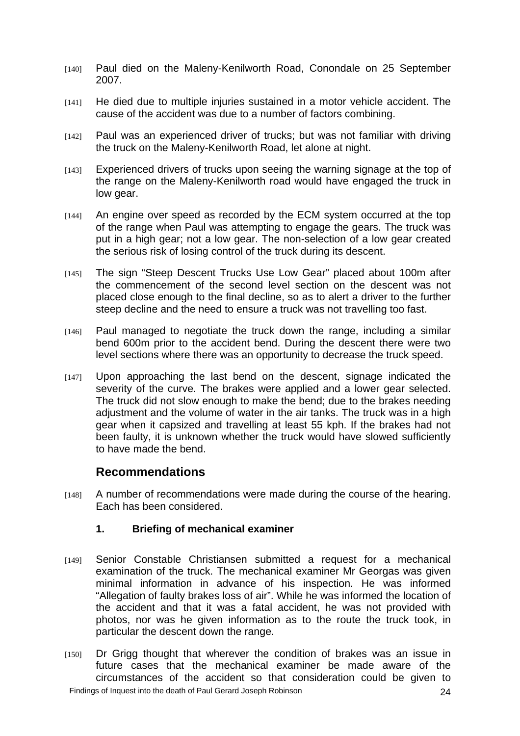[140] Paul died on the Maleny-Kenilworth Road, Conondale on 25 September 2007.

[141] He died due to multiple injuries sustained in a motor vehicle accident. The cause of the accident was due to a number of factors combining.

[142] Paul was an experienced driver of trucks; but was not familiar with driving the truck on the Maleny-Kenilworth Road, let alone at night.

[143] Experienced drivers of trucks upon seeing the warning signage at the top of the range on the Maleny-Kenilworth road would have engaged the truck in low gear.

[144] An engine over speed as recorded by the ECM system occurred at the top of the range when Paul was attempting to engage the gears. The truck was put in a high gear; not a low gear. The non-selection of a low gear created the serious risk of losing control of the truck during its descent.

[145] The sign "Steep Descent Trucks Use Low Gear" placed about 100m after the commencement of the second level section on the descent was not placed close enough to the final decline, so as to alert a driver to the further steep decline and the need to ensure a truck was not travelling too fast.

[146] Paul managed to negotiate the truck down the range, including a similar bend 600m prior to the accident bend. During the descent there were two level sections where there was an opportunity to decrease the truck speed.

[147] Upon approaching the last bend on the descent, signage indicated the severity of the curve. The brakes were applied and a lower gear selected. The truck did not slow enough to make the bend; due to the brakes needing adjustment and the volume of water in the air tanks. The truck was in a high gear when it capsized and travelling at least 55 kph. If the brakes had not been faulty, it is unknown whether the truck would have slowed sufficiently to have made the bend.

## Recommendations

[148] A number of recommendations were made during the course of the hearing. Each has been considered.

### 1. Briefing of mechanical examiner

[149] Senior Constable Christiansen submitted a request for a mechanical examination of the truck. The mechanical examiner Mr Georgas was given minimal information in advance of his inspection. He was informed "Allegation of faulty brakes loss of air". While he was informed the location of the accident and that it was a fatal accident, he was not provided with photos, nor was he given information as to the route the truck took, in particular the descent down the range.

[150] Dr Grigg thought that wherever the condition of brakes was an issue in future cases that the mechanical examiner be made aware of the circumstances of the accident so that consideration could be given to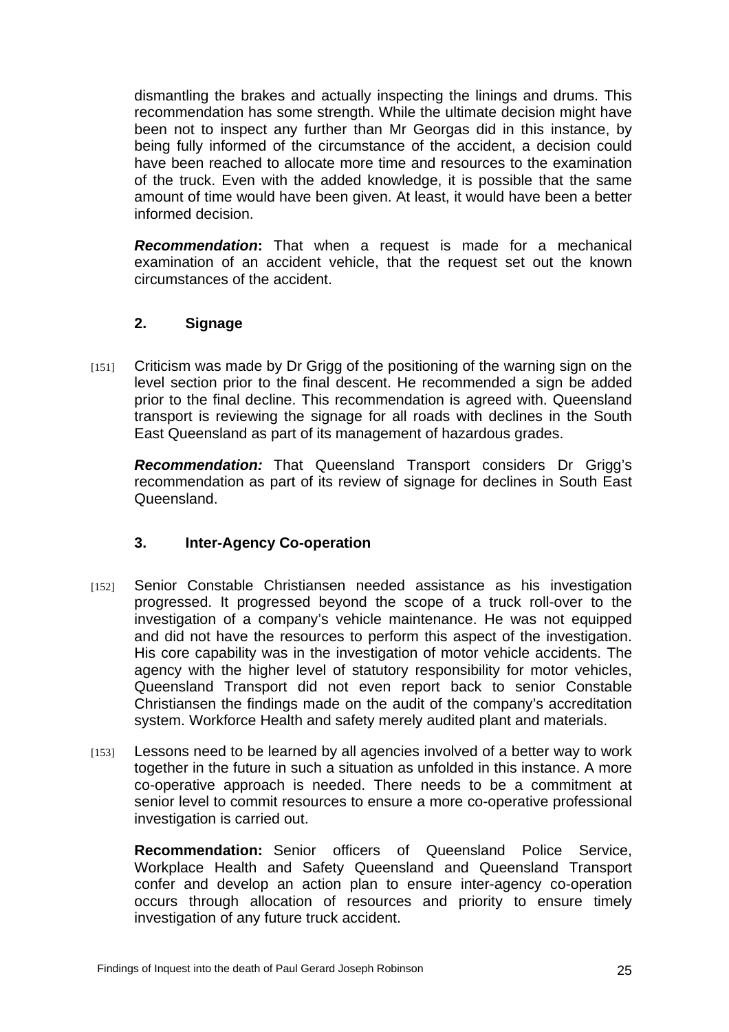dismantling the brakes and actually inspecting the linings and drums. This recommendation has some strength. While the ultimate decision might have been not to inspect any further than Mr Georgas did in this instance, by being fully informed of the circumstance of the accident, a decision could have been reached to allocate more time and resources to the examination of the truck. Even with the added knowledge, it is possible that the same amount of time would have been given. At least, it would have been a better informed decision.

***Recommendation*:** That when a request is made for a mechanical examination of an accident vehicle, that the request set out the known circumstances of the accident.

### 2. Signage

[151] Criticism was made by Dr Grigg of the positioning of the warning sign on the level section prior to the final descent. He recommended a sign be added prior to the final decline. This recommendation is agreed with. Queensland transport is reviewing the signage for all roads with declines in the South East Queensland as part of its management of hazardous grades.

***Recommendation:*** That Queensland Transport considers Dr Grigg's recommendation as part of its review of signage for declines in South East Queensland.

### 3. Inter-Agency Co-operation

[152] Senior Constable Christiansen needed assistance as his investigation progressed. It progressed beyond the scope of a truck roll-over to the investigation of a company's vehicle maintenance. He was not equipped and did not have the resources to perform this aspect of the investigation. His core capability was in the investigation of motor vehicle accidents. The agency with the higher level of statutory responsibility for motor vehicles, Queensland Transport did not even report back to senior Constable Christiansen the findings made on the audit of the company's accreditation system. Workforce Health and safety merely audited plant and materials.

[153] Lessons need to be learned by all agencies involved of a better way to work together in the future in such a situation as unfolded in this instance. A more co-operative approach is needed. There needs to be a commitment at senior level to commit resources to ensure a more co-operative professional investigation is carried out.

**Recommendation:** Senior officers of Queensland Police Service, Workplace Health and Safety Queensland and Queensland Transport confer and develop an action plan to ensure inter-agency co-operation occurs through allocation of resources and priority to ensure timely investigation of any future truck accident.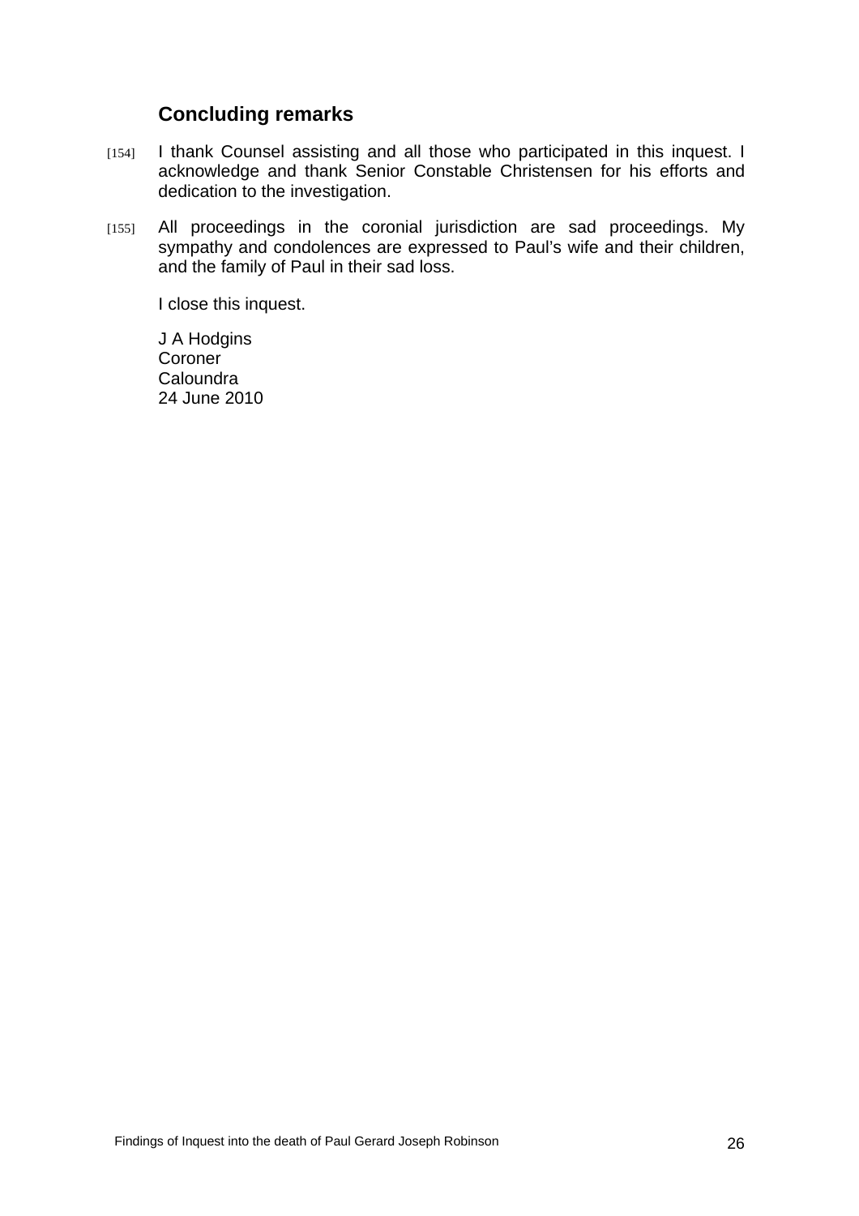## Concluding remarks

[154] I thank Counsel assisting and all those who participated in this inquest. I acknowledge and thank Senior Constable Christensen for his efforts and dedication to the investigation.

[155] All proceedings in the coronial jurisdiction are sad proceedings. My sympathy and condolences are expressed to Paul's wife and their children, and the family of Paul in their sad loss.

I close this inquest.

J A Hodgins
Coroner
Caloundra
24 June 2010